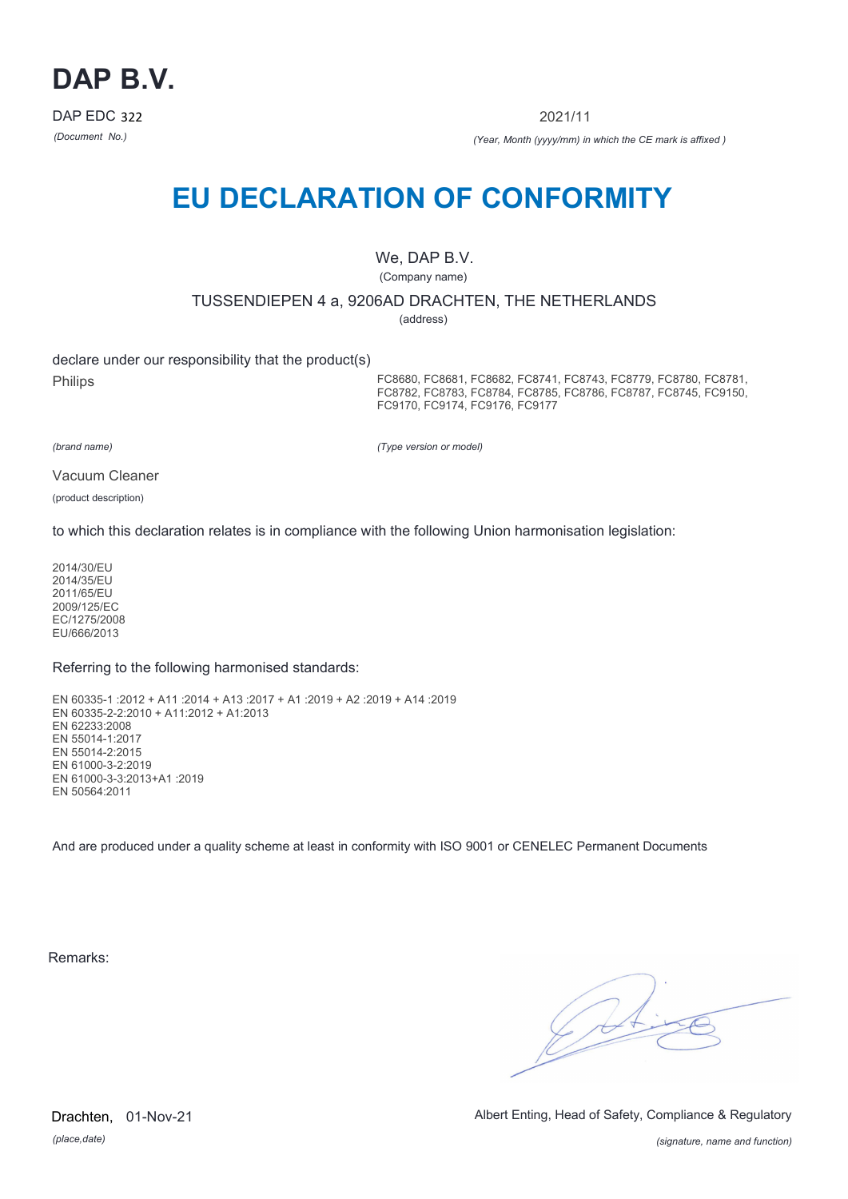# DAP B.V.

DAP EDC 322

*(Document No.)*

2021/11

*(Year, Month (yyyy/mm) in which the CE mark is affixed )*

## EU DECLARATION OF CONFORMITY

We, DAP B.V.

(Company name)

TUSSENDIEPEN 4 a, 9206AD DRACHTEN, THE NETHERLANDS

(address)

declare under our responsibility that the product(s)

Philips

*(brand name)*

FC8680, FC8681, FC8682, FC8741, FC8743, FC8779, FC8780, FC8781, FC8782, FC8783, FC8784, FC8785, FC8786, FC8787, FC8745, FC9150, FC9170, FC9174, FC9176, FC9177

*(Type version or model)*

Vacuum Cleaner

(product description)

to which this declaration relates is in compliance with the following Union harmonisation legislation:

2014/30/EU
2014/35/EU
2011/65/EU
2009/125/EC
EC/1275/2008
EU/666/2013

Referring to the following harmonised standards:

EN 60335-1 :2012 + A11 :2014 + A13 :2017 + A1 :2019 + A2 :2019 + A14 :2019
EN 60335-2-2:2010 + A11:2012 + A1:2013
EN 62233:2008
EN 55014-1:2017
EN 55014-2:2015
EN 61000-3-2:2019
EN 61000-3-3:2013+A1 :2019
EN 50564:2011

And are produced under a quality scheme at least in conformity with ISO 9001 or CENELEC Permanent Documents

Remarks:

Drachten, 01-Nov-21

*(place,date)*

Albert Enting, Head of Safety, Compliance & Regulatory

*(signature, name and function)*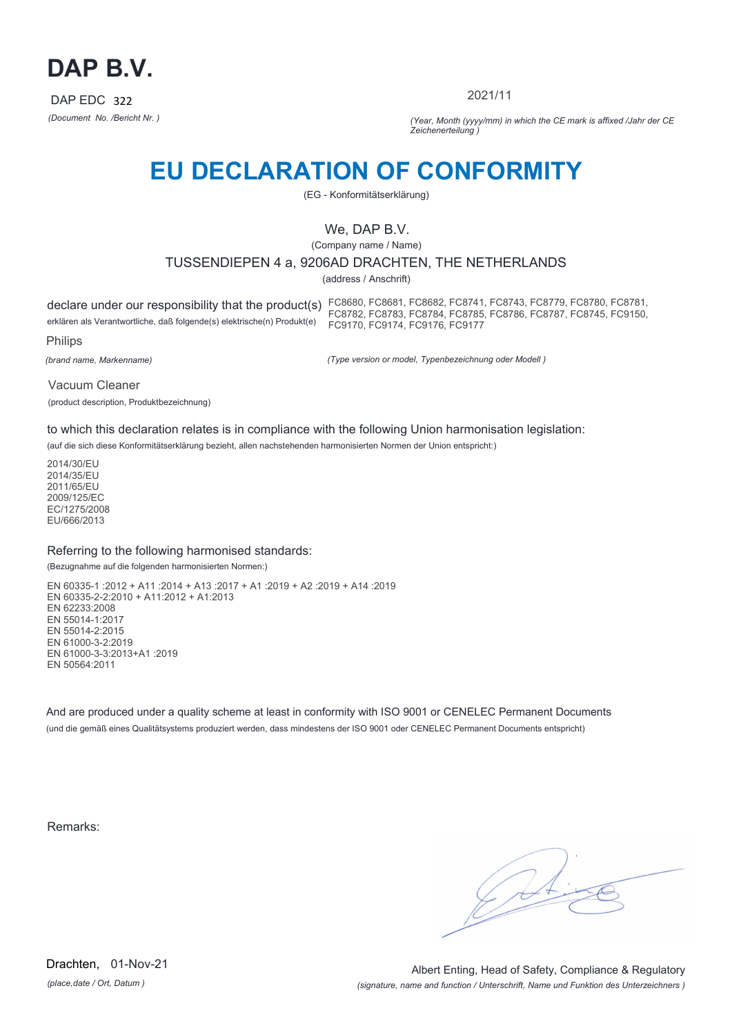# DAP B.V.

DAP EDC 322

*(Document No. /Bericht Nr. )*

2021/11

*(Year, Month (yyyy/mm) in which the CE mark is affixed /Jahr der CE Zeichenerteilung )*

# EU DECLARATION OF CONFORMITY

(EG - Konformitätserklärung)

We, DAP B.V.

(Company name / Name)

TUSSENDIEPEN 4 a, 9206AD DRACHTEN, THE NETHERLANDS

(address / Anschrift)

declare under our responsibility that the product(s)

erklären als Verantwortliche, daß folgende(s) elektrische(n) Produkt(e)

FC8680, FC8681, FC8682, FC8741, FC8743, FC8779, FC8780, FC8781, FC8782, FC8783, FC8784, FC8785, FC8786, FC8787, FC8745, FC9150, FC9170, FC9174, FC9176, FC9177

Philips

*(brand name, Markenname)*

*(Type version or model, Typenbezeichnung oder Modell )*

Vacuum Cleaner

(product description, Produktbezeichnung)

to which this declaration relates is in compliance with the following Union harmonisation legislation:

(auf die sich diese Konformitätserklärung bezieht, allen nachstehenden harmonisierten Normen der Union entspricht:)

2014/30/EU
2014/35/EU
2011/65/EU
2009/125/EC
EC/1275/2008
EU/666/2013

Referring to the following harmonised standards:

(Bezugnahme auf die folgenden harmonisierten Normen:)

EN 60335-1 :2012 + A11 :2014 + A13 :2017 + A1 :2019 + A2 :2019 + A14 :2019
EN 60335-2-2:2010 + A11:2012 + A1:2013
EN 62233:2008
EN 55014-1:2017
EN 55014-2:2015
EN 61000-3-2:2019
EN 61000-3-3:2013+A1 :2019
EN 50564:2011

And are produced under a quality scheme at least in conformity with ISO 9001 or CENELEC Permanent Documents

(und die gemäß eines Qualitätsystems produziert werden, dass mindestens der ISO 9001 oder CENELEC Permanent Documents entspricht)

Remarks:

Drachten, 01-Nov-21

*(place,date / Ort, Datum )*

Albert Enting, Head of Safety, Compliance & Regulatory

*(signature, name and function / Unterschrift, Name und Funktion des Unterzeichners )*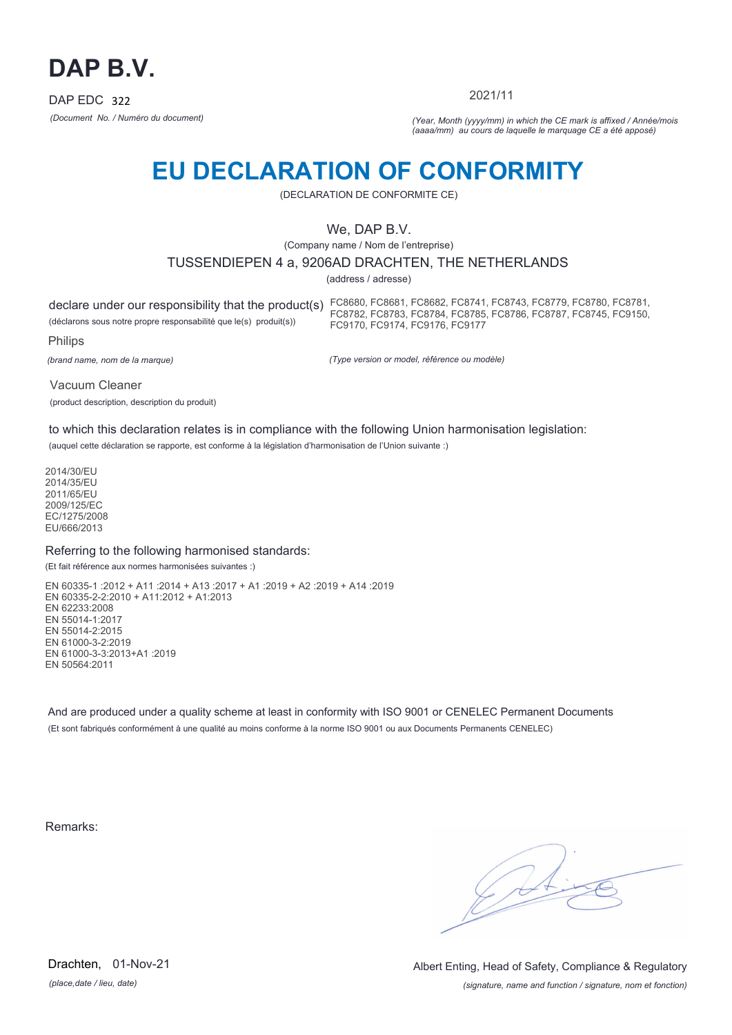# DAP B.V.

DAP EDC 322

*(Document No. / Numéro du document)*

2021/11

*(Year, Month (yyyy/mm) in which the CE mark is affixed / Année/mois (aaaa/mm) au cours de laquelle le marquage CE a été apposé)*

# EU DECLARATION OF CONFORMITY

(DECLARATION DE CONFORMITE CE)

We, DAP B.V.

(Company name / Nom de l'entreprise)

TUSSENDIEPEN 4 a, 9206AD DRACHTEN, THE NETHERLANDS

(address / adresse)

declare under our responsibility that the product(s)

(déclarons sous notre propre responsabilité que le(s) produit(s))

FC8680, FC8681, FC8682, FC8741, FC8743, FC8779, FC8780, FC8781, FC8782, FC8783, FC8784, FC8785, FC8786, FC8787, FC8745, FC9150, FC9170, FC9174, FC9176, FC9177

Philips

*(brand name, nom de la marque)*

*(Type version or model, référence ou modèle)*

Vacuum Cleaner

(product description, description du produit)

to which this declaration relates is in compliance with the following Union harmonisation legislation:

(auquel cette déclaration se rapporte, est conforme à la législation d'harmonisation de l'Union suivante :)

2014/30/EU
2014/35/EU
2011/65/EU
2009/125/EC
EC/1275/2008
EU/666/2013

Referring to the following harmonised standards:

(Et fait référence aux normes harmonisées suivantes :)

EN 60335-1 :2012 + A11 :2014 + A13 :2017 + A1 :2019 + A2 :2019 + A14 :2019
EN 60335-2-2:2010 + A11:2012 + A1:2013
EN 62233:2008
EN 55014-1:2017
EN 55014-2:2015
EN 61000-3-2:2019
EN 61000-3-3:2013+A1 :2019
EN 50564:2011

And are produced under a quality scheme at least in conformity with ISO 9001 or CENELEC Permanent Documents

(Et sont fabriqués conformément à une qualité au moins conforme à la norme ISO 9001 ou aux Documents Permanents CENELEC)

Remarks:

Drachten, 01-Nov-21

*(place,date / lieu, date)*

Albert Enting, Head of Safety, Compliance & Regulatory

*(signature, name and function / signature, nom et fonction)*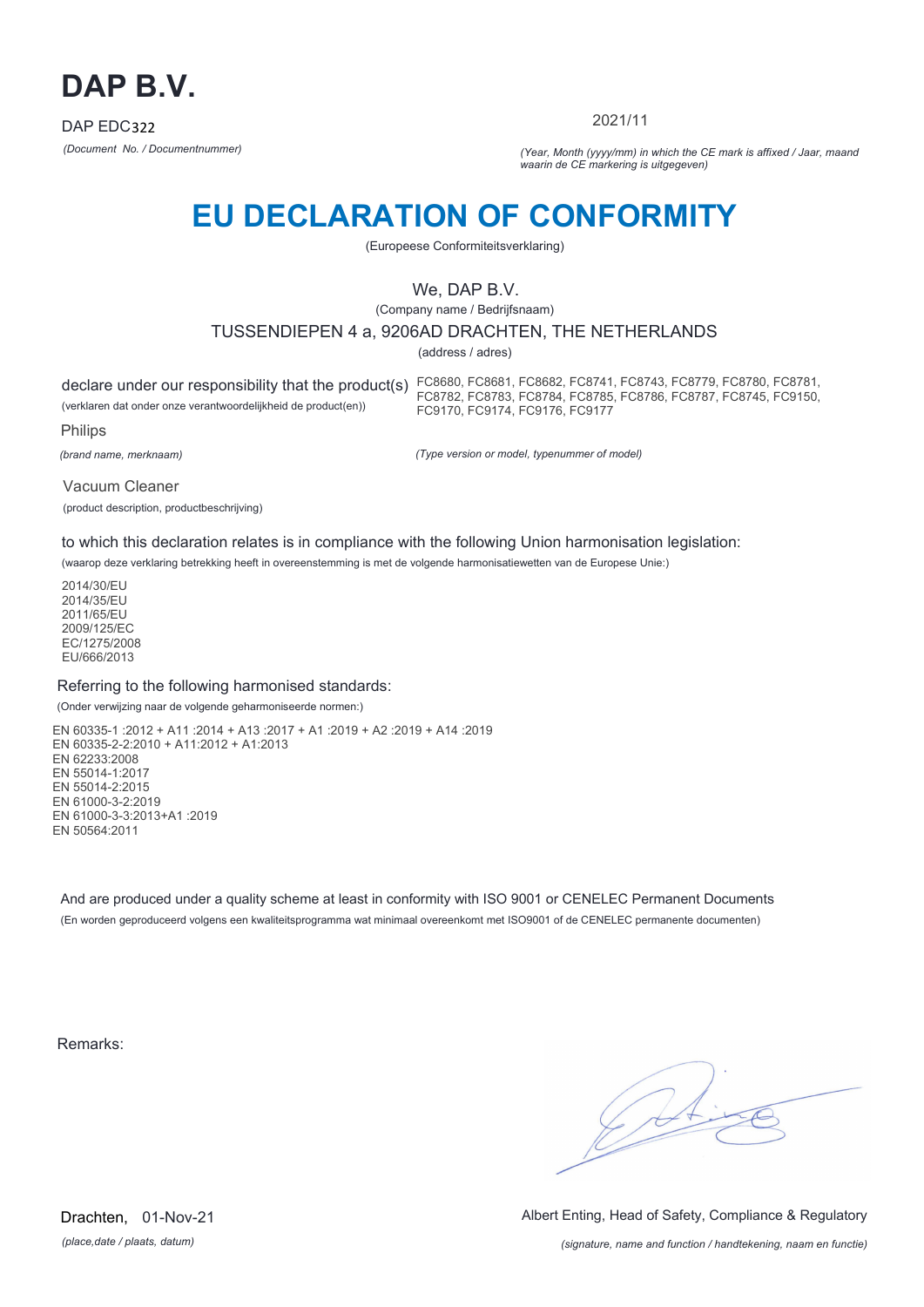# DAP B.V.

DAP EDC322

*(Document No. / Documentnummer)*

2021/11

*(Year, Month (yyyy/mm) in which the CE mark is affixed / Jaar, maand waarin de CE markering is uitgegeven)*

# EU DECLARATION OF CONFORMITY

(Europeese Conformiteitsverklaring)

We, DAP B.V.

(Company name / Bedrijfsnaam)

TUSSENDIEPEN 4 a, 9206AD DRACHTEN, THE NETHERLANDS

(address / adres)

declare under our responsibility that the product(s)

(verklaren dat onder onze verantwoordelijkheid de product(en))

FC8680, FC8681, FC8682, FC8741, FC8743, FC8779, FC8780, FC8781, FC8782, FC8783, FC8784, FC8785, FC8786, FC8787, FC8745, FC9150, FC9170, FC9174, FC9176, FC9177

Philips

*(brand name, merknaam)*

*(Type version or model, typenummer of model)*

Vacuum Cleaner

(product description, productbeschrijving)

to which this declaration relates is in compliance with the following Union harmonisation legislation:

(waarop deze verklaring betrekking heeft in overeenstemming is met de volgende harmonisatiewetten van de Europese Unie:)

2014/30/EU
2014/35/EU
2011/65/EU
2009/125/EC
EC/1275/2008
EU/666/2013

Referring to the following harmonised standards:

(Onder verwijzing naar de volgende geharmoniseerde normen:)

EN 60335-1 :2012 + A11 :2014 + A13 :2017 + A1 :2019 + A2 :2019 + A14 :2019
EN 60335-2-2:2010 + A11:2012 + A1:2013
EN 62233:2008
EN 55014-1:2017
EN 55014-2:2015
EN 61000-3-2:2019
EN 61000-3-3:2013+A1 :2019
EN 50564:2011

And are produced under a quality scheme at least in conformity with ISO 9001 or CENELEC Permanent Documents

(En worden geproduceerd volgens een kwaliteitsprogramma wat minimaal overeenkomt met ISO9001 of de CENELEC permanente documenten)

Remarks:

Drachten, 01-Nov-21

*(place,date / plaats, datum)*

Albert Enting, Head of Safety, Compliance & Regulatory

*(signature, name and function / handtekening, naam en functie)*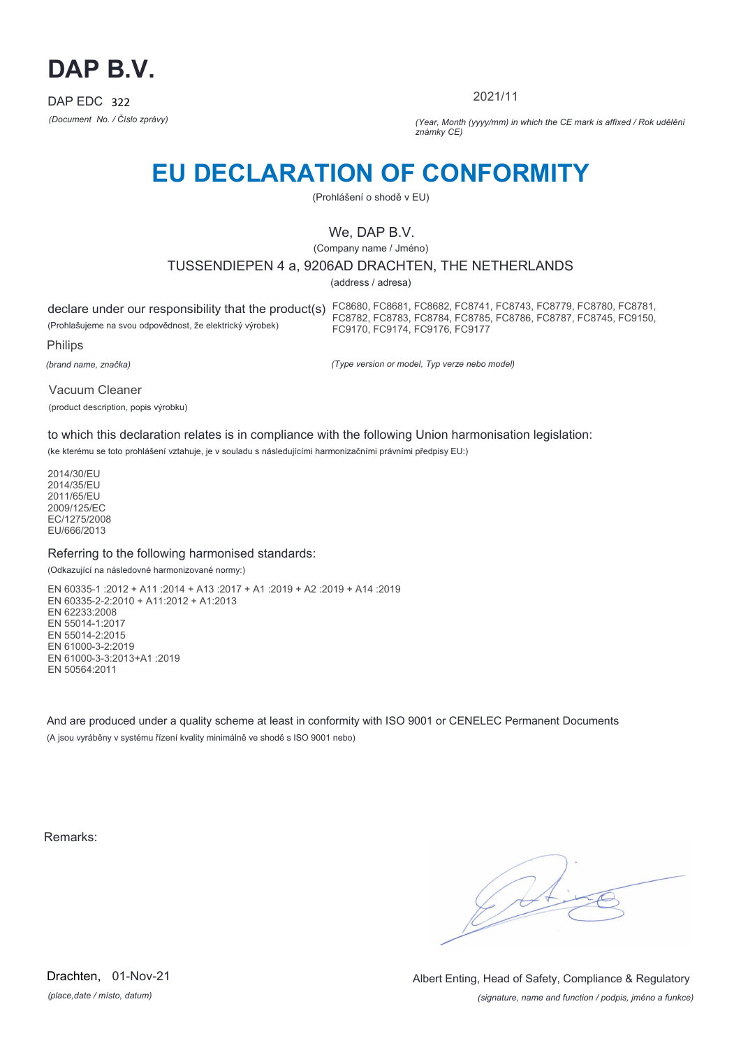# DAP B.V.

DAP EDC 322

*(Document No. / Číslo zprávy)*

2021/11

*(Year, Month (yyyy/mm) in which the CE mark is affixed / Rok udělění známky CE)*

# EU DECLARATION OF CONFORMITY

(Prohlášení o shodě v EU)

We, DAP B.V.

(Company name / Jméno)

TUSSENDIEPEN 4 a, 9206AD DRACHTEN, THE NETHERLANDS

(address / adresa)

declare under our responsibility that the product(s)

(Prohlašujeme na svou odpovědnost, že elektrický výrobek)

FC8680, FC8681, FC8682, FC8741, FC8743, FC8779, FC8780, FC8781, FC8782, FC8783, FC8784, FC8785, FC8786, FC8787, FC8745, FC9150, FC9170, FC9174, FC9176, FC9177

*(Type version or model, Typ verze nebo model)*

Philips

*(brand name, značka)*

Vacuum Cleaner

(product description, popis výrobku)

to which this declaration relates is in compliance with the following Union harmonisation legislation:

(ke kterému se toto prohlášení vztahuje, je v souladu s následujícími harmonizačními právními předpisy EU:)

2014/30/EU
2014/35/EU
2011/65/EU
2009/125/EC
EC/1275/2008
EU/666/2013

Referring to the following harmonised standards:

(Odkazující na následovné harmonizované normy:)

EN 60335-1 :2012 + A11 :2014 + A13 :2017 + A1 :2019 + A2 :2019 + A14 :2019
EN 60335-2-2:2010 + A11:2012 + A1:2013
EN 62233:2008
EN 55014-1:2017
EN 55014-2:2015
EN 61000-3-2:2019
EN 61000-3-3:2013+A1 :2019
EN 50564:2011

And are produced under a quality scheme at least in conformity with ISO 9001 or CENELEC Permanent Documents

(A jsou vyráběny v systému řízení kvality minimálně ve shodě s ISO 9001 nebo)

Remarks:

Drachten, 01-Nov-21

*(place,date / místo, datum)*

Albert Enting, Head of Safety, Compliance & Regulatory

*(signature, name and function / podpis, jméno a funkce)*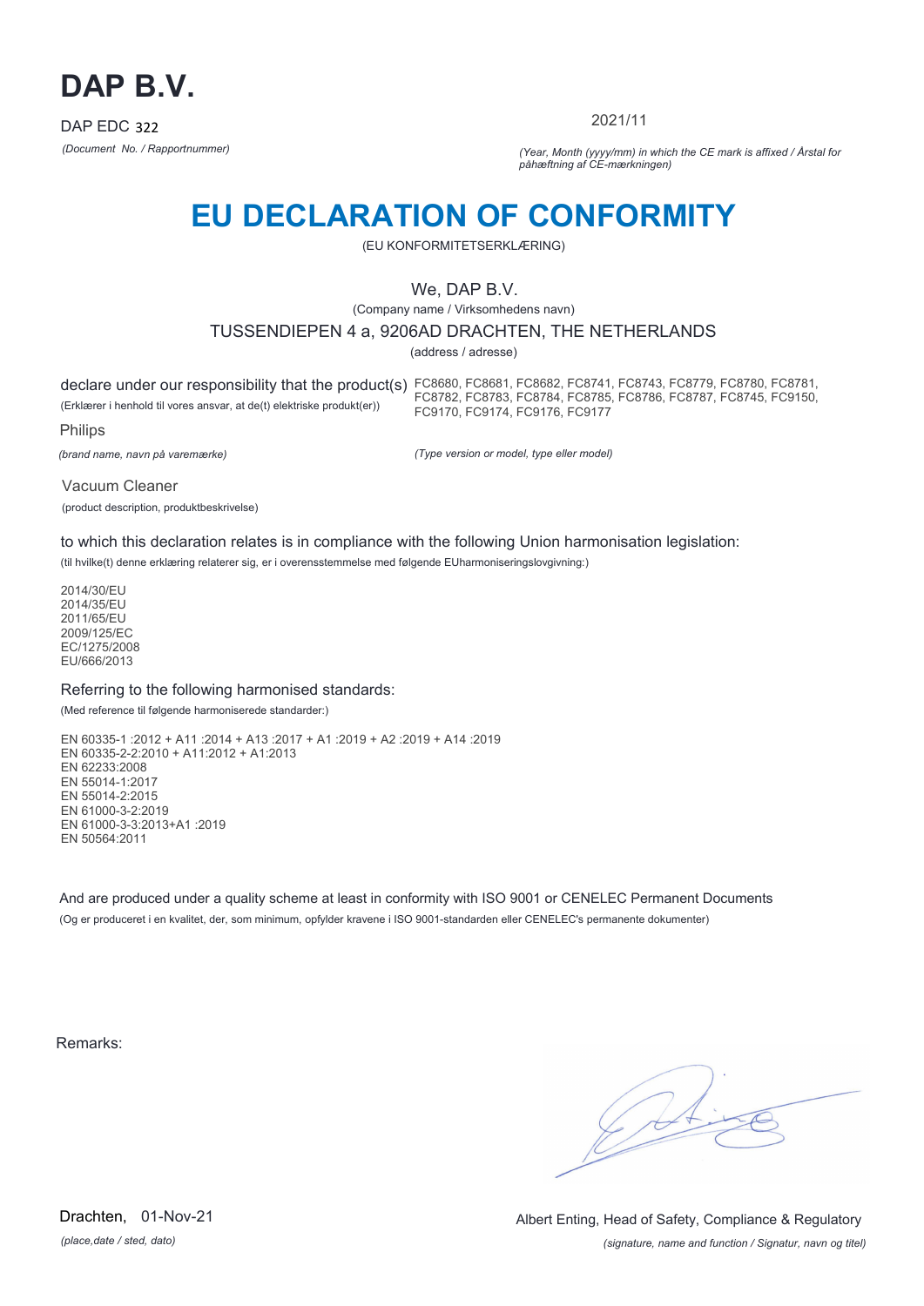# DAP B.V.

DAP EDC 322

*(Document No. / Rapportnummer)*

2021/11

*(Year, Month (yyyy/mm) in which the CE mark is affixed / Årstal for påhæftning af CE-mærkningen)*

# EU DECLARATION OF CONFORMITY

(EU KONFORMITETSERKLÆRING)

We, DAP B.V.

(Company name / Virksomhedens navn)

TUSSENDIEPEN 4 a, 9206AD DRACHTEN, THE NETHERLANDS

(address / adresse)

declare under our responsibility that the product(s) FC8680, FC8681, FC8682, FC8741, FC8743, FC8779, FC8780, FC8781, FC8782, FC8783, FC8784, FC8785, FC8786, FC8787, FC8745, FC9150, FC9170, FC9174, FC9176, FC9177

(Erklærer i henhold til vores ansvar, at de(t) elektriske produkt(er))

Philips

*(brand name, navn på varemærke)*

*(Type version or model, type eller model)*

Vacuum Cleaner

(product description, produktbeskrivelse)

to which this declaration relates is in compliance with the following Union harmonisation legislation:

(til hvilke(t) denne erklæring relaterer sig, er i overensstemmelse med følgende EUharmoniseringslovgivning:)

2014/30/EU
2014/35/EU
2011/65/EU
2009/125/EC
EC/1275/2008
EU/666/2013

Referring to the following harmonised standards:

(Med reference til følgende harmoniserede standarder:)

EN 60335-1 :2012 + A11 :2014 + A13 :2017 + A1 :2019 + A2 :2019 + A14 :2019
EN 60335-2-2:2010 + A11:2012 + A1:2013
EN 62233:2008
EN 55014-1:2017
EN 55014-2:2015
EN 61000-3-2:2019
EN 61000-3-3:2013+A1 :2019
EN 50564:2011

And are produced under a quality scheme at least in conformity with ISO 9001 or CENELEC Permanent Documents

(Og er produceret i en kvalitet, der, som minimum, opfylder kravene i ISO 9001-standarden eller CENELEC's permanente dokumenter)

Remarks:

Drachten, 01-Nov-21

*(place,date / sted, dato)*

Albert Enting, Head of Safety, Compliance & Regulatory

*(signature, name and function / Signatur, navn og titel)*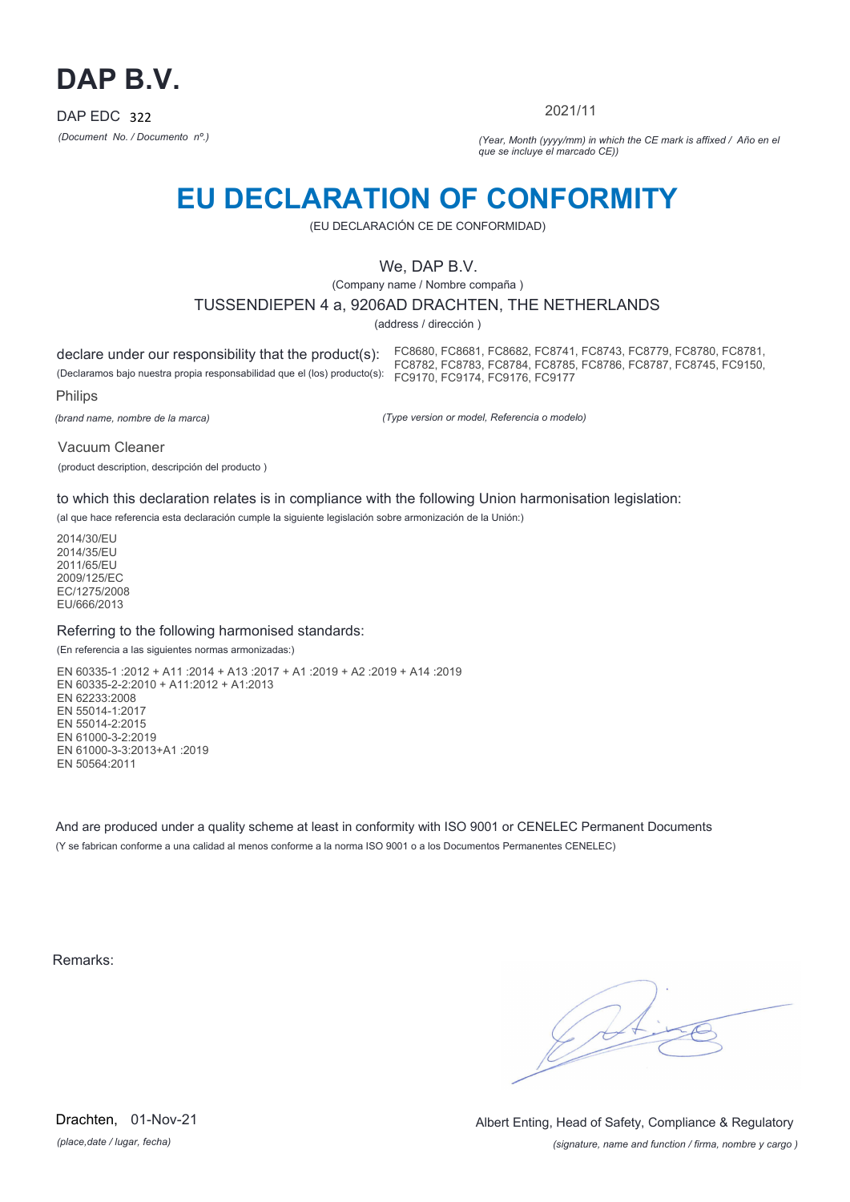# DAP B.V.

DAP EDC 322

*(Document No. / Documento nº.)*

2021/11

*(Year, Month (yyyy/mm) in which the CE mark is affixed / Año en el que se incluye el marcado CE))*

# EU DECLARATION OF CONFORMITY

(EU DECLARACIÓN CE DE CONFORMIDAD)

We, DAP B.V.

(Company name / Nombre compaña )

TUSSENDIEPEN 4 a, 9206AD DRACHTEN, THE NETHERLANDS

(address / dirección )

declare under our responsibility that the product(s):

(Declaramos bajo nuestra propia responsabilidad que el (los) producto(s):

FC8680, FC8681, FC8682, FC8741, FC8743, FC8779, FC8780, FC8781, FC8782, FC8783, FC8784, FC8785, FC8786, FC8787, FC8745, FC9150, FC9170, FC9174, FC9176, FC9177

Philips

*(brand name, nombre de la marca)*

*(Type version or model, Referencia o modelo)*

Vacuum Cleaner

(product description, descripción del producto )

to which this declaration relates is in compliance with the following Union harmonisation legislation:

(al que hace referencia esta declaración cumple la siguiente legislación sobre armonización de la Unión:)

2014/30/EU
2014/35/EU
2011/65/EU
2009/125/EC
EC/1275/2008
EU/666/2013

Referring to the following harmonised standards:

(En referencia a las siguientes normas armonizadas:)

EN 60335-1 :2012 + A11 :2014 + A13 :2017 + A1 :2019 + A2 :2019 + A14 :2019
EN 60335-2-2:2010 + A11:2012 + A1:2013
EN 62233:2008
EN 55014-1:2017
EN 55014-2:2015
EN 61000-3-2:2019
EN 61000-3-3:2013+A1 :2019
EN 50564:2011

And are produced under a quality scheme at least in conformity with ISO 9001 or CENELEC Permanent Documents

(Y se fabrican conforme a una calidad al menos conforme a la norma ISO 9001 o a los Documentos Permanentes CENELEC)

Remarks:

Drachten, 01-Nov-21

*(place,date / lugar, fecha)*

Albert Enting, Head of Safety, Compliance & Regulatory

*(signature, name and function / firma, nombre y cargo )*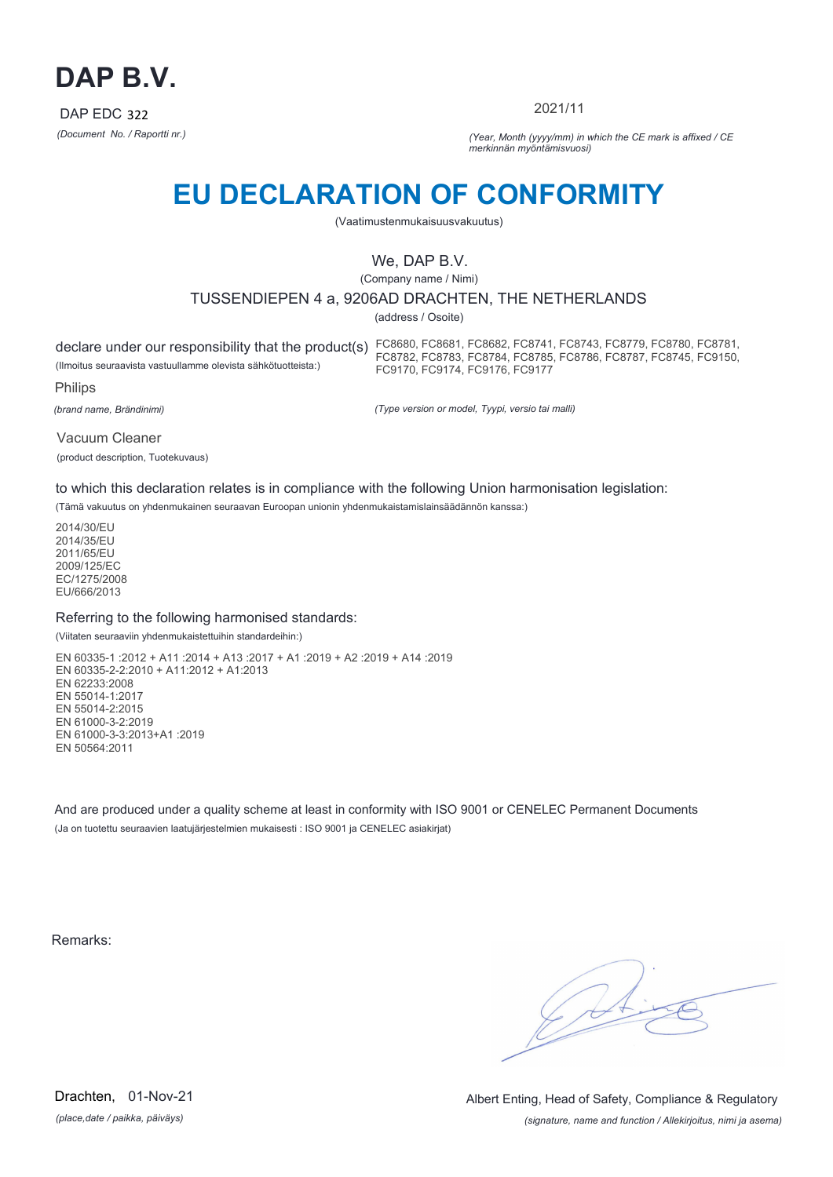# DAP B.V.

DAP EDC 322

*(Document No. / Raportti nr.)*

2021/11

*(Year, Month (yyyy/mm) in which the CE mark is affixed / CE merkinnän myöntämisvuosi)*

# EU DECLARATION OF CONFORMITY

(Vaatimustenmukaisuusvakuutus)

We, DAP B.V.

(Company name / Nimi)

TUSSENDIEPEN 4 a, 9206AD DRACHTEN, THE NETHERLANDS

(address / Osoite)

declare under our responsibility that the product(s) FC8680, FC8681, FC8682, FC8741, FC8743, FC8779, FC8780, FC8781, FC8782, FC8783, FC8784, FC8785, FC8786, FC8787, FC8745, FC9150, FC9170, FC9174, FC9176, FC9177

(Ilmoitus seuraavista vastuullamme olevista sähkötuotteista:)

Philips

*(brand name, Brändinimi)*

*(Type version or model, Tyypi, versio tai malli)*

Vacuum Cleaner

(product description, Tuotekuvaus)

to which this declaration relates is in compliance with the following Union harmonisation legislation:

(Tämä vakuutus on yhdenmukainen seuraavan Euroopan unionin yhdenmukaistamislainsäädännön kanssa:)

2014/30/EU
2014/35/EU
2011/65/EU
2009/125/EC
EC/1275/2008
EU/666/2013

Referring to the following harmonised standards:

(Viitaten seuraaviin yhdenmukaistettuihin standardeihin:)

EN 60335-1 :2012 + A11 :2014 + A13 :2017 + A1 :2019 + A2 :2019 + A14 :2019
EN 60335-2-2:2010 + A11:2012 + A1:2013
EN 62233:2008
EN 55014-1:2017
EN 55014-2:2015
EN 61000-3-2:2019
EN 61000-3-3:2013+A1 :2019
EN 50564:2011

And are produced under a quality scheme at least in conformity with ISO 9001 or CENELEC Permanent Documents

(Ja on tuotettu seuraavien laatujärjestelmien mukaisesti : ISO 9001 ja CENELEC asiakirjat)

Remarks:

Drachten, 01-Nov-21

*(place,date / paikka, päiväys)*

Albert Enting, Head of Safety, Compliance & Regulatory

*(signature, name and function / Allekirjoitus, nimi ja asema)*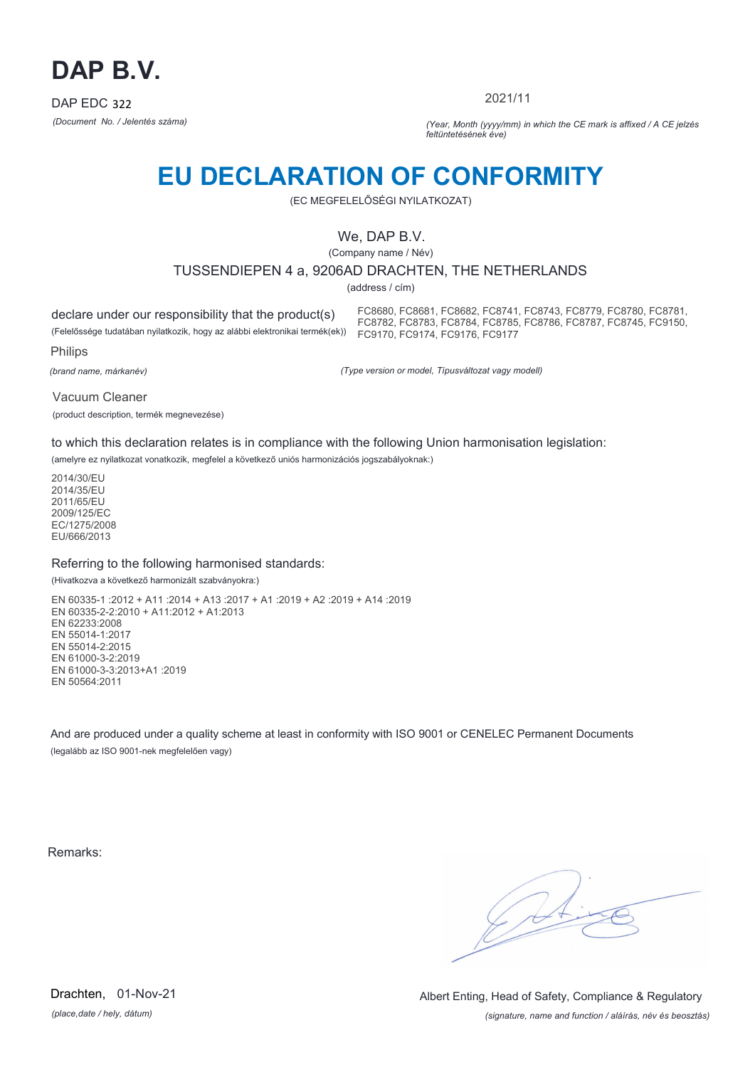# DAP B.V.

DAP EDC 322

*(Document No. / Jelentés száma)*

2021/11

*(Year, Month (yyyy/mm) in which the CE mark is affixed / A CE jelzés feltüntetésének éve)*

# EU DECLARATION OF CONFORMITY

(EC MEGFELELŐSÉGI NYILATKOZAT)

We, DAP B.V.

(Company name / Név)

TUSSENDIEPEN 4 a, 9206AD DRACHTEN, THE NETHERLANDS

(address / cím)

declare under our responsibility that the product(s)

(Felelőssége tudatában nyilatkozik, hogy az alábbi elektronikai termék(ek))

FC8680, FC8681, FC8682, FC8741, FC8743, FC8779, FC8780, FC8781, FC8782, FC8783, FC8784, FC8785, FC8786, FC8787, FC8745, FC9150, FC9170, FC9174, FC9176, FC9177

Philips

*(brand name, márkanév)*

*(Type version or model, Típusváltozat vagy modell)*

Vacuum Cleaner

(product description, termék megnevezése)

to which this declaration relates is in compliance with the following Union harmonisation legislation:

(amelyre ez nyilatkozat vonatkozik, megfelel a következő uniós harmonizációs jogszabályoknak:)

2014/30/EU
2014/35/EU
2011/65/EU
2009/125/EC
EC/1275/2008
EU/666/2013

Referring to the following harmonised standards:

(Hivatkozva a következő harmonizált szabványokra:)

EN 60335-1 :2012 + A11 :2014 + A13 :2017 + A1 :2019 + A2 :2019 + A14 :2019
EN 60335-2-2:2010 + A11:2012 + A1:2013
EN 62233:2008
EN 55014-1:2017
EN 55014-2:2015
EN 61000-3-2:2019
EN 61000-3-3:2013+A1 :2019
EN 50564:2011

And are produced under a quality scheme at least in conformity with ISO 9001 or CENELEC Permanent Documents

(legalább az ISO 9001-nek megfelelően vagy)

Remarks:

Drachten, 01-Nov-21

*(place,date / hely, dátum)*

Albert Enting, Head of Safety, Compliance & Regulatory

*(signature, name and function / aláírás, név és beosztás)*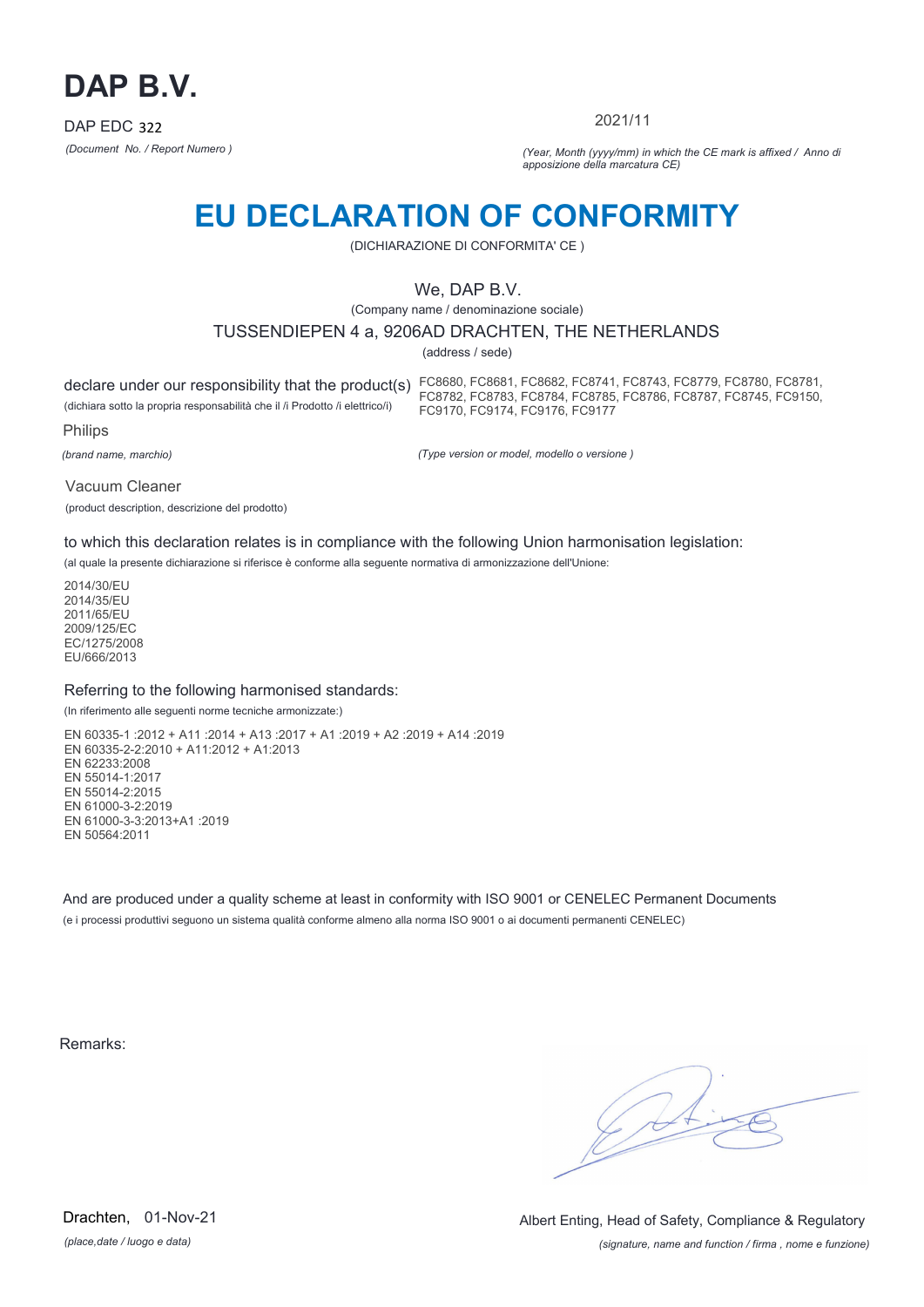# DAP B.V.

DAP EDC 322

*(Document No. / Report Numero )*

2021/11

*(Year, Month (yyyy/mm) in which the CE mark is affixed / Anno di apposizione della marcatura CE)*

# EU DECLARATION OF CONFORMITY

(DICHIARAZIONE DI CONFORMITA' CE )

We, DAP B.V.

(Company name / denominazione sociale)

TUSSENDIEPEN 4 a, 9206AD DRACHTEN, THE NETHERLANDS

(address / sede)

declare under our responsibility that the product(s)

(dichiara sotto la propria responsabilità che il /i Prodotto /i elettrico/i)

FC8680, FC8681, FC8682, FC8741, FC8743, FC8779, FC8780, FC8781, FC8782, FC8783, FC8784, FC8785, FC8786, FC8787, FC8745, FC9150, FC9170, FC9174, FC9176, FC9177

Philips

*(brand name, marchio)*

*(Type version or model, modello o versione )*

Vacuum Cleaner

(product description, descrizione del prodotto)

to which this declaration relates is in compliance with the following Union harmonisation legislation:

(al quale la presente dichiarazione si riferisce è conforme alla seguente normativa di armonizzazione dell'Unione:

2014/30/EU
2014/35/EU
2011/65/EU
2009/125/EC
EC/1275/2008
EU/666/2013

Referring to the following harmonised standards:

(In riferimento alle seguenti norme tecniche armonizzate:)

EN 60335-1 :2012 + A11 :2014 + A13 :2017 + A1 :2019 + A2 :2019 + A14 :2019
EN 60335-2-2:2010 + A11:2012 + A1:2013
EN 62233:2008
EN 55014-1:2017
EN 55014-2:2015
EN 61000-3-2:2019
EN 61000-3-3:2013+A1 :2019
EN 50564:2011

And are produced under a quality scheme at least in conformity with ISO 9001 or CENELEC Permanent Documents

(e i processi produttivi seguono un sistema qualità conforme almeno alla norma ISO 9001 o ai documenti permanenti CENELEC)

Remarks:

Drachten, 01-Nov-21

*(place,date / luogo e data)*

Albert Enting, Head of Safety, Compliance & Regulatory

*(signature, name and function / firma , nome e funzione)*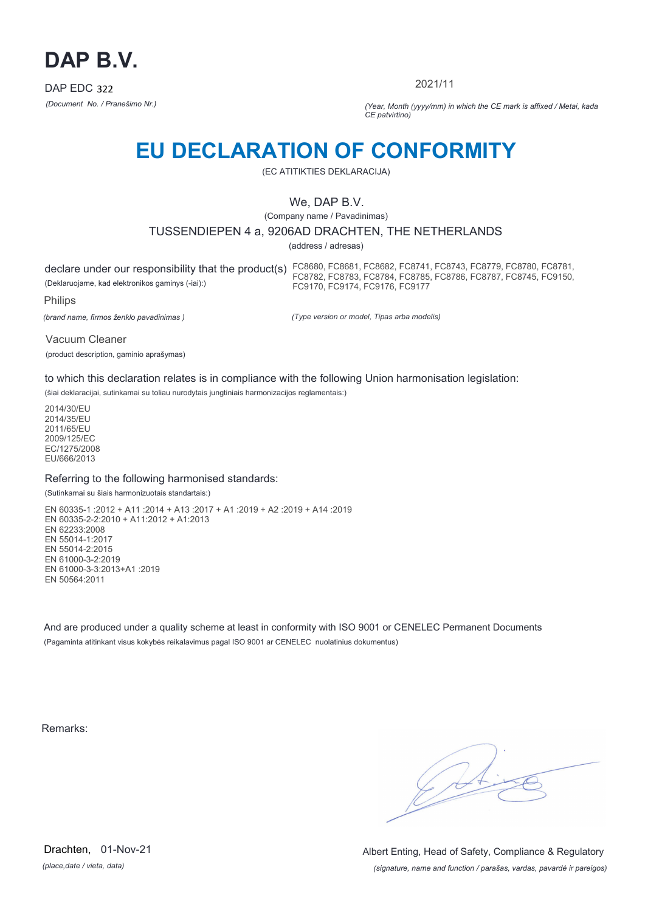# DAP B.V.

DAP EDC 322

*(Document No. / Pranešimo Nr.)*

2021/11

*(Year, Month (yyyy/mm) in which the CE mark is affixed / Metai, kada CE patvirtino)*

# EU DECLARATION OF CONFORMITY

(EC ATITIKTIES DEKLARACIJA)

We, DAP B.V.

(Company name / Pavadinimas)

TUSSENDIEPEN 4 a, 9206AD DRACHTEN, THE NETHERLANDS

(address / adresas)

declare under our responsibility that the product(s)

(Deklaruojame, kad elektronikos gaminys (-iai):)

FC8680, FC8681, FC8682, FC8741, FC8743, FC8779, FC8780, FC8781, FC8782, FC8783, FC8784, FC8785, FC8786, FC8787, FC8745, FC9150, FC9170, FC9174, FC9176, FC9177

*(Type version or model, Tipas arba modelis)*

Philips

*(brand name, firmos ženklo pavadinimas )*

Vacuum Cleaner

(product description, gaminio aprašymas)

to which this declaration relates is in compliance with the following Union harmonisation legislation:

(šiai deklaracijai, sutinkamai su toliau nurodytais jungtiniais harmonizacijos reglamentais:)

2014/30/EU
2014/35/EU
2011/65/EU
2009/125/EC
EC/1275/2008
EU/666/2013

Referring to the following harmonised standards:

(Sutinkamai su šiais harmonizuotais standartais:)

EN 60335-1 :2012 + A11 :2014 + A13 :2017 + A1 :2019 + A2 :2019 + A14 :2019
EN 60335-2-2:2010 + A11:2012 + A1:2013
EN 62233:2008
EN 55014-1:2017
EN 55014-2:2015
EN 61000-3-2:2019
EN 61000-3-3:2013+A1 :2019
EN 50564:2011

And are produced under a quality scheme at least in conformity with ISO 9001 or CENELEC Permanent Documents

(Pagaminta atitinkant visus kokybės reikalavimus pagal ISO 9001 ar CENELEC nuolatinius dokumentus)

Remarks:

Drachten, 01-Nov-21

*(place,date / vieta, data)*

Albert Enting, Head of Safety, Compliance & Regulatory

*(signature, name and function / parašas, vardas, pavardė ir pareigos)*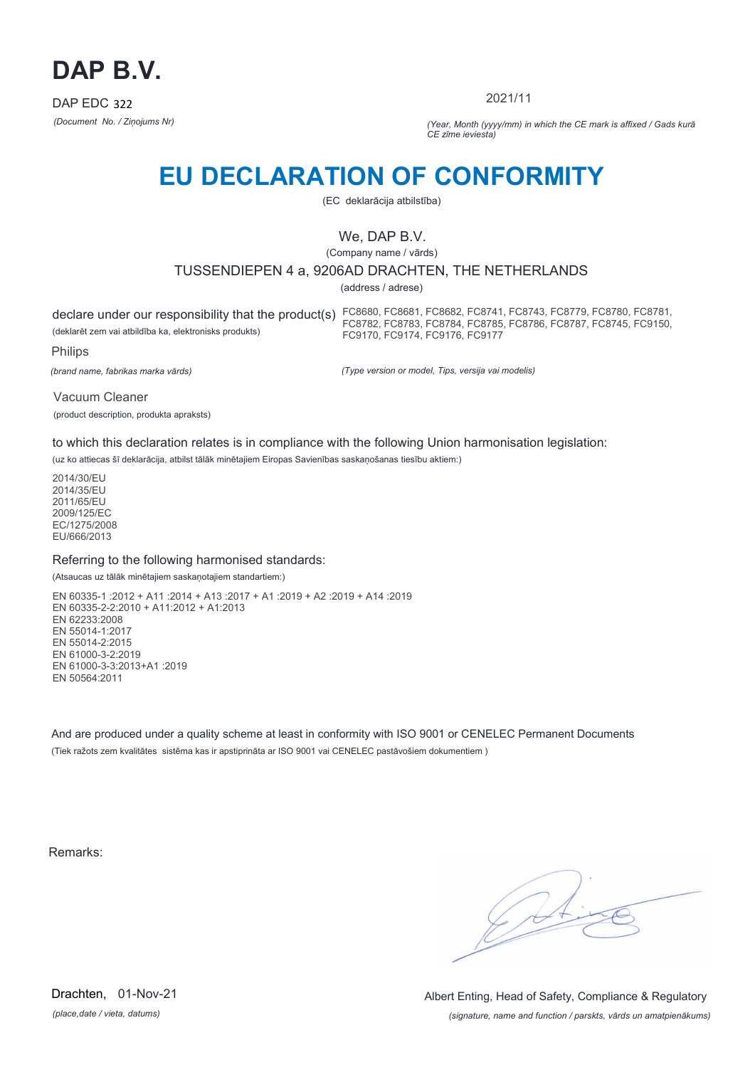# DAP B.V.

DAP EDC 322

*(Document No. / Ziņojums Nr)*

2021/11

*(Year, Month (yyyy/mm) in which the CE mark is affixed / Gads kurā CE zīme ieviesta)*

# EU DECLARATION OF CONFORMITY

(EC deklarācija atbilstība)

We, DAP B.V.

(Company name / vārds)

TUSSENDIEPEN 4 a, 9206AD DRACHTEN, THE NETHERLANDS

(address / adrese)

declare under our responsibility that the product(s)

(deklarēt zem vai atbildība ka, elektronisks produkts)

FC8680, FC8681, FC8682, FC8741, FC8743, FC8779, FC8780, FC8781, FC8782, FC8783, FC8784, FC8785, FC8786, FC8787, FC8745, FC9150, FC9170, FC9174, FC9176, FC9177

Philips

*(brand name, fabrikas marka vārds)*

*(Type version or model, Tips, versija vai modelis)*

Vacuum Cleaner

(product description, produkta apraksts)

to which this declaration relates is in compliance with the following Union harmonisation legislation:

(uz ko attiecas šī deklarācija, atbilst tālāk minētajiem Eiropas Savienības saskaņošanas tiesību aktiem:)

2014/30/EU
2014/35/EU
2011/65/EU
2009/125/EC
EC/1275/2008
EU/666/2013

Referring to the following harmonised standards:

(Atsaucas uz tālāk minētajiem saskaņotajiem standartiem:)

EN 60335-1 :2012 + A11 :2014 + A13 :2017 + A1 :2019 + A2 :2019 + A14 :2019
EN 60335-2-2:2010 + A11:2012 + A1:2013
EN 62233:2008
EN 55014-1:2017
EN 55014-2:2015
EN 61000-3-2:2019
EN 61000-3-3:2013+A1 :2019
EN 50564:2011

And are produced under a quality scheme at least in conformity with ISO 9001 or CENELEC Permanent Documents

(Tiek ražots zem kvalitātes sistēma kas ir apstiprināta ar ISO 9001 vai CENELEC pastāvošiem dokumentiem )

Remarks:

Drachten, 01-Nov-21

*(place,date / vieta, datums)*

Albert Enting, Head of Safety, Compliance & Regulatory

*(signature, name and function / parskts, vārds un amatpienākums)*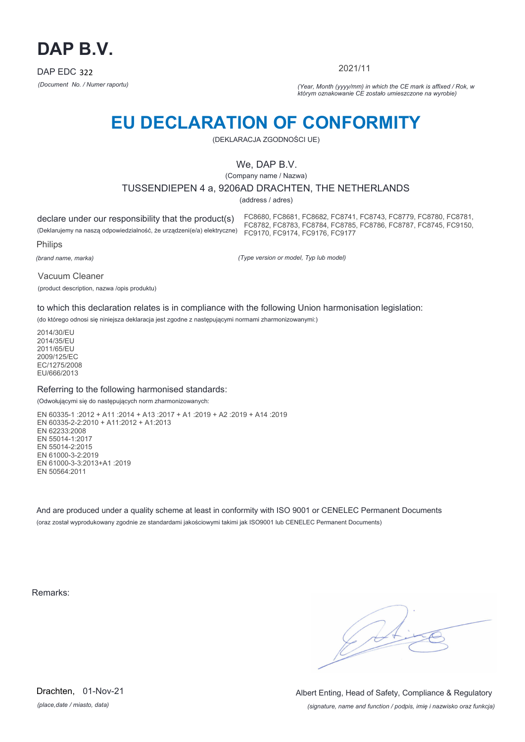# DAP B.V.

DAP EDC 322

*(Document No. / Numer raportu)*

2021/11

*(Year, Month (yyyy/mm) in which the CE mark is affixed / Rok, w którym oznakowanie CE zostało umieszczone na wyrobie)*

# EU DECLARATION OF CONFORMITY

(DEKLARACJA ZGODNOŚCI UE)

We, DAP B.V.

(Company name / Nazwa)

TUSSENDIEPEN 4 a, 9206AD DRACHTEN, THE NETHERLANDS

(address / adres)

declare under our responsibility that the product(s)

(Deklarujemy na naszą odpowiedzialność, że urządzeni(e/a) elektryczne)

FC8680, FC8681, FC8682, FC8741, FC8743, FC8779, FC8780, FC8781, FC8782, FC8783, FC8784, FC8785, FC8786, FC8787, FC8745, FC9150, FC9170, FC9174, FC9176, FC9177

Philips

*(brand name, marka)*

*(Type version or model, Typ lub model)*

Vacuum Cleaner

(product description, nazwa /opis produktu)

to which this declaration relates is in compliance with the following Union harmonisation legislation:

(do którego odnosi się niniejsza deklaracja jest zgodne z następującymi normami zharmonizowanymi:)

2014/30/EU
2014/35/EU
2011/65/EU
2009/125/EC
EC/1275/2008
EU/666/2013

Referring to the following harmonised standards:

(Odwołującymi się do następujących norm zharmonizowanych:

EN 60335-1 :2012 + A11 :2014 + A13 :2017 + A1 :2019 + A2 :2019 + A14 :2019
EN 60335-2-2:2010 + A11:2012 + A1:2013
EN 62233:2008
EN 55014-1:2017
EN 55014-2:2015
EN 61000-3-2:2019
EN 61000-3-3:2013+A1 :2019
EN 50564:2011

And are produced under a quality scheme at least in conformity with ISO 9001 or CENELEC Permanent Documents

(oraz został wyprodukowany zgodnie ze standardami jakościowymi takimi jak ISO9001 lub CENELEC Permanent Documents)

Remarks:

Drachten, 01-Nov-21

*(place,date / miasto, data)*

Albert Enting, Head of Safety, Compliance & Regulatory

*(signature, name and function / podpis, imię i nazwisko oraz funkcja)*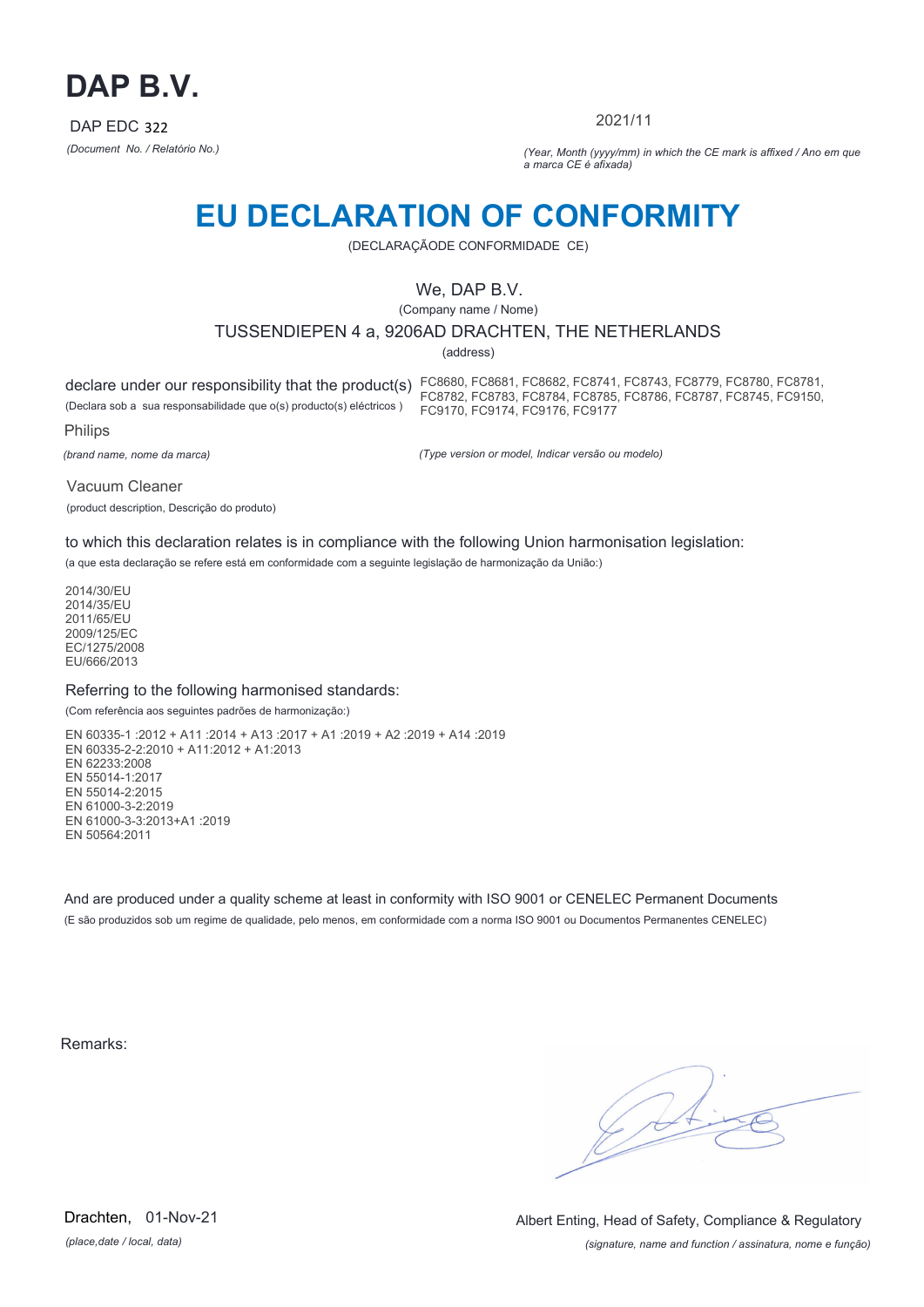# DAP B.V.

DAP EDC 322

*(Document No. / Relatório No.)*

2021/11

*(Year, Month (yyyy/mm) in which the CE mark is affixed / Ano em que a marca CE é afixada)*

# EU DECLARATION OF CONFORMITY

(DECLARAÇÃODE CONFORMIDADE CE)

We, DAP B.V.

(Company name / Nome)

TUSSENDIEPEN 4 a, 9206AD DRACHTEN, THE NETHERLANDS

(address)

declare under our responsibility that the product(s) FC8680, FC8681, FC8682, FC8741, FC8743, FC8779, FC8780, FC8781, FC8782, FC8783, FC8784, FC8785, FC8786, FC8787, FC8745, FC9150, FC9170, FC9174, FC9176, FC9177

(Declara sob a sua responsabilidade que o(s) producto(s) eléctricos )

Philips

*(brand name, nome da marca)*

*(Type version or model, Indicar versão ou modelo)*

Vacuum Cleaner

(product description, Descrição do produto)

to which this declaration relates is in compliance with the following Union harmonisation legislation:

(a que esta declaração se refere está em conformidade com a seguinte legislação de harmonização da União:)

2014/30/EU
2014/35/EU
2011/65/EU
2009/125/EC
EC/1275/2008
EU/666/2013

Referring to the following harmonised standards:

(Com referência aos seguintes padrões de harmonização:)

EN 60335-1 :2012 + A11 :2014 + A13 :2017 + A1 :2019 + A2 :2019 + A14 :2019
EN 60335-2-2:2010 + A11:2012 + A1:2013
EN 62233:2008
EN 55014-1:2017
EN 55014-2:2015
EN 61000-3-2:2019
EN 61000-3-3:2013+A1 :2019
EN 50564:2011

And are produced under a quality scheme at least in conformity with ISO 9001 or CENELEC Permanent Documents

(E são produzidos sob um regime de qualidade, pelo menos, em conformidade com a norma ISO 9001 ou Documentos Permanentes CENELEC)

Remarks:

Drachten, 01-Nov-21

*(place,date / local, data)*

Albert Enting, Head of Safety, Compliance & Regulatory

*(signature, name and function / assinatura, nome e função)*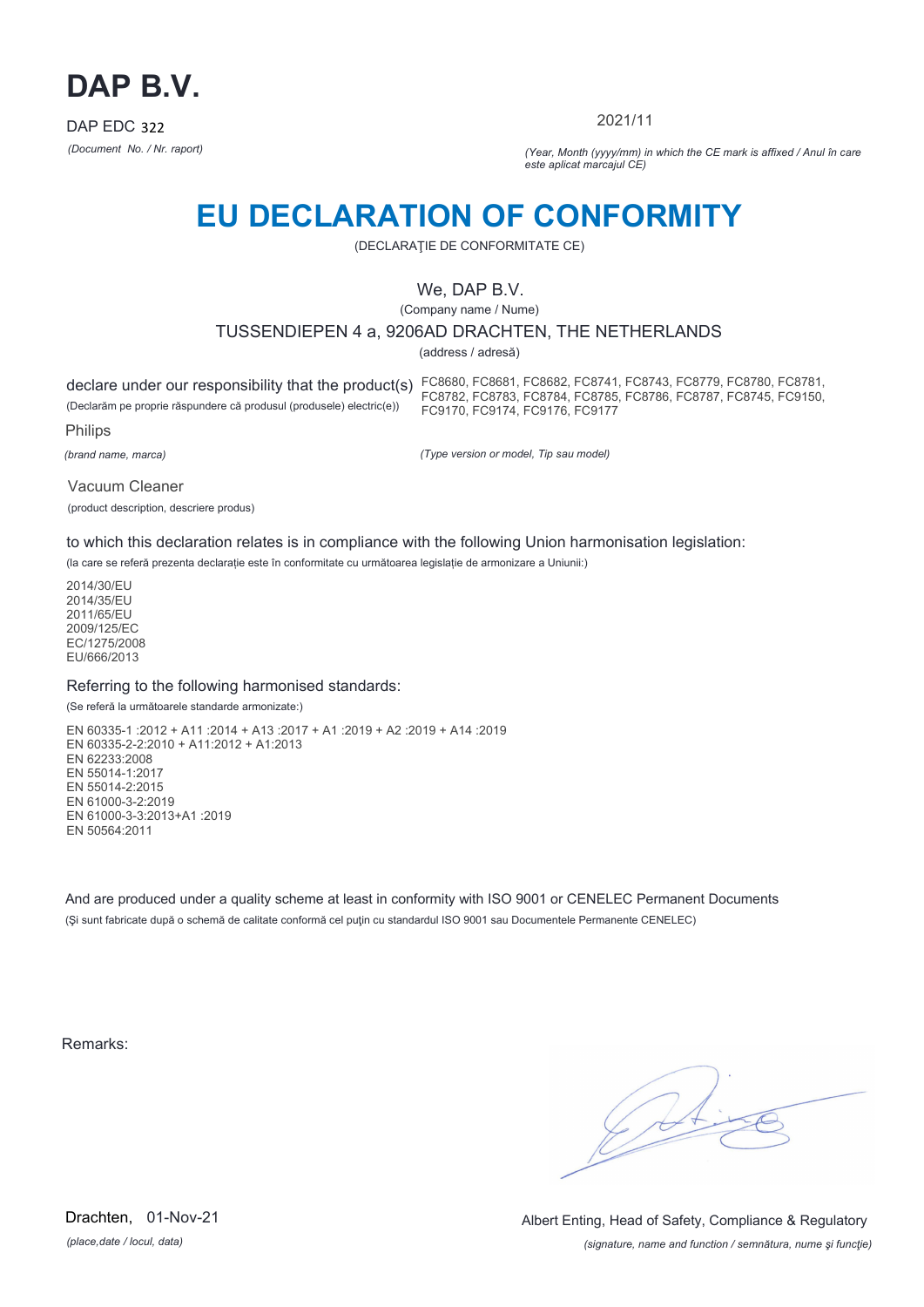# DAP B.V.

DAP EDC 322

*(Document No. / Nr. raport)*

2021/11

*(Year, Month (yyyy/mm) in which the CE mark is affixed / Anul în care este aplicat marcajul CE)*

# EU DECLARATION OF CONFORMITY

(DECLARAŢIE DE CONFORMITATE CE)

We, DAP B.V.

(Company name / Nume)

TUSSENDIEPEN 4 a, 9206AD DRACHTEN, THE NETHERLANDS

(address / adresă)

declare under our responsibility that the product(s)

(Declarăm pe proprie răspundere că produsul (produsele) electric(e))

FC8680, FC8681, FC8682, FC8741, FC8743, FC8779, FC8780, FC8781, FC8782, FC8783, FC8784, FC8785, FC8786, FC8787, FC8745, FC9150, FC9170, FC9174, FC9176, FC9177

Philips

*(brand name, marca)*

*(Type version or model, Tip sau model)*

Vacuum Cleaner

(product description, descriere produs)

to which this declaration relates is in compliance with the following Union harmonisation legislation:

(la care se referă prezenta declarație este în conformitate cu următoarea legislație de armonizare a Uniunii:)

2014/30/EU
2014/35/EU
2011/65/EU
2009/125/EC
EC/1275/2008
EU/666/2013

Referring to the following harmonised standards:

(Se referă la următoarele standarde armonizate:)

EN 60335-1 :2012 + A11 :2014 + A13 :2017 + A1 :2019 + A2 :2019 + A14 :2019
EN 60335-2-2:2010 + A11:2012 + A1:2013
EN 62233:2008
EN 55014-1:2017
EN 55014-2:2015
EN 61000-3-2:2019
EN 61000-3-3:2013+A1 :2019
EN 50564:2011

And are produced under a quality scheme at least in conformity with ISO 9001 or CENELEC Permanent Documents

(Şi sunt fabricate după o schemă de calitate conformă cel puţin cu standardul ISO 9001 sau Documentele Permanente CENELEC)

Remarks:

Drachten, 01-Nov-21

*(place,date / locul, data)*

Albert Enting, Head of Safety, Compliance & Regulatory

*(signature, name and function / semnătura, nume şi funcţie)*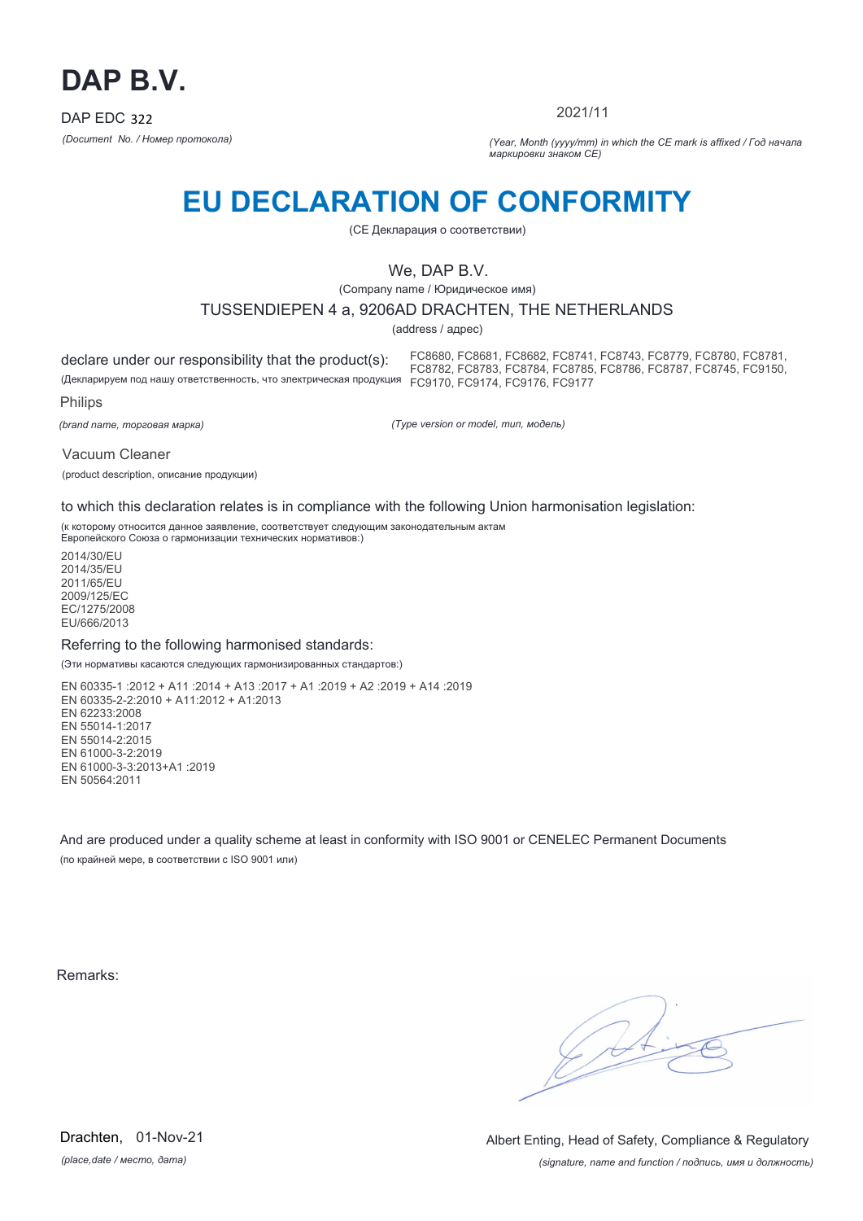# DAP B.V.

DAP EDC 322

*(Document No. / Номер протокола)*

2021/11

*(Year, Month (yyyy/mm) in which the CE mark is affixed / Год начала маркировки знаком CE)*

# EU DECLARATION OF CONFORMITY

(CE Декларация о соответствии)

We, DAP B.V.

(Company name / Юридическое имя)

TUSSENDIEPEN 4 a, 9206AD DRACHTEN, THE NETHERLANDS

(address / адрес)

declare under our responsibility that the product(s):

(Декларируем под нашу ответственность, что электрическая продукция

FC8680, FC8681, FC8682, FC8741, FC8743, FC8779, FC8780, FC8781, FC8782, FC8783, FC8784, FC8785, FC8786, FC8787, FC8745, FC9150, FC9170, FC9174, FC9176, FC9177

Philips

*(brand name, торговая марка)*

*(Type version or model, тип, модель)*

Vacuum Cleaner

(product description, описание продукции)

to which this declaration relates is in compliance with the following Union harmonisation legislation:

(к которому относится данное заявление, соответствует следующим законодательным актам Европейского Союза о гармонизации технических нормативов:)

2014/30/EU
2014/35/EU
2011/65/EU
2009/125/EC
EC/1275/2008
EU/666/2013

Referring to the following harmonised standards:

(Эти нормативы касаются следующих гармонизированных стандартов:)

EN 60335-1 :2012 + A11 :2014 + A13 :2017 + A1 :2019 + A2 :2019 + A14 :2019
EN 60335-2-2:2010 + A11:2012 + A1:2013
EN 62233:2008
EN 55014-1:2017
EN 55014-2:2015
EN 61000-3-2:2019
EN 61000-3-3:2013+A1 :2019
EN 50564:2011

And are produced under a quality scheme at least in conformity with ISO 9001 or CENELEC Permanent Documents

(по крайней мере, в соответствии с ISO 9001 или)

Remarks:

Drachten, 01-Nov-21

*(place,date / место, дата)*

Albert Enting, Head of Safety, Compliance & Regulatory

*(signature, name and function / подпись, имя и должность)*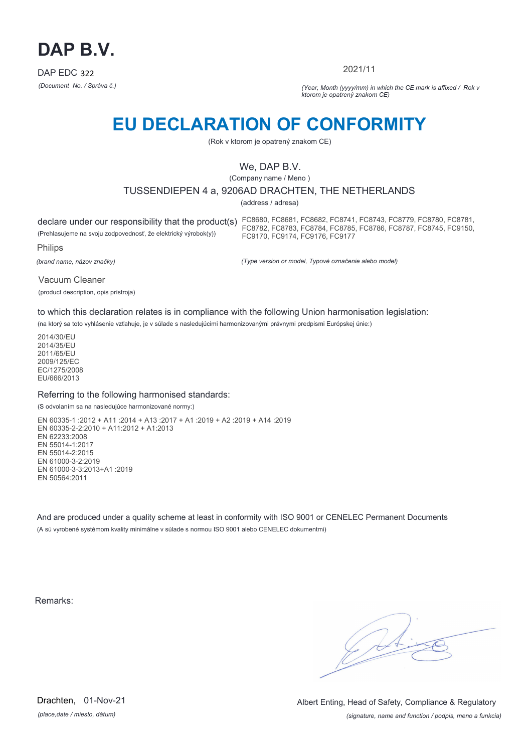# DAP B.V.

DAP EDC 322

*(Document No. / Správa č.)*

2021/11

*(Year, Month (yyyy/mm) in which the CE mark is affixed / Rok v ktorom je opatrený znakom CE)*

# EU DECLARATION OF CONFORMITY

(Rok v ktorom je opatrený znakom CE)

We, DAP B.V.

(Company name / Meno )

TUSSENDIEPEN 4 a, 9206AD DRACHTEN, THE NETHERLANDS

(address / adresa)

declare under our responsibility that the product(s) FC8680, FC8681, FC8682, FC8741, FC8743, FC8779, FC8780, FC8781, FC8782, FC8783, FC8784, FC8785, FC8786, FC8787, FC8745, FC9150, FC9170, FC9174, FC9176, FC9177

(Prehlasujeme na svoju zodpovednosť, že elektrický výrobok(y))

Philips

*(brand name, názov značky)*

*(Type version or model, Typové označenie alebo model)*

Vacuum Cleaner

(product description, opis prístroja)

to which this declaration relates is in compliance with the following Union harmonisation legislation:

(na ktorý sa toto vyhlásenie vzťahuje, je v súlade s nasledujúcimi harmonizovanými právnymi predpismi Európskej únie:)

2014/30/EU
2014/35/EU
2011/65/EU
2009/125/EC
EC/1275/2008
EU/666/2013

Referring to the following harmonised standards:

(S odvolaním sa na nasledujúce harmonizované normy:)

EN 60335-1 :2012 + A11 :2014 + A13 :2017 + A1 :2019 + A2 :2019 + A14 :2019
EN 60335-2-2:2010 + A11:2012 + A1:2013
EN 62233:2008
EN 55014-1:2017
EN 55014-2:2015
EN 61000-3-2:2019
EN 61000-3-3:2013+A1 :2019
EN 50564:2011

And are produced under a quality scheme at least in conformity with ISO 9001 or CENELEC Permanent Documents

(A sú vyrobené systémom kvality minimálne v súlade s normou ISO 9001 alebo CENELEC dokumentmi)

Remarks:

Drachten, 01-Nov-21

*(place,date / miesto, dátum)*

Albert Enting, Head of Safety, Compliance & Regulatory

*(signature, name and function / podpis, meno a funkcia)*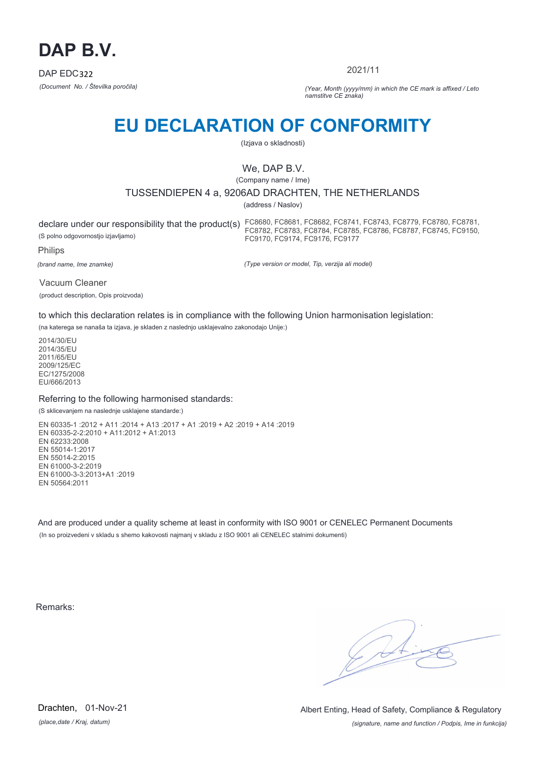# DAP B.V.

DAP EDC322

*(Document No. / Številka poročila)*

2021/11

*(Year, Month (yyyy/mm) in which the CE mark is affixed / Leto namstitve CE znaka)*

# EU DECLARATION OF CONFORMITY

(Izjava o skladnosti)

We, DAP B.V.

(Company name / Ime)

TUSSENDIEPEN 4 a, 9206AD DRACHTEN, THE NETHERLANDS

(address / Naslov)

declare under our responsibility that the product(s)

(S polno odgovornostjo izjavljamo)

FC8680, FC8681, FC8682, FC8741, FC8743, FC8779, FC8780, FC8781, FC8782, FC8783, FC8784, FC8785, FC8786, FC8787, FC8745, FC9150, FC9170, FC9174, FC9176, FC9177

Philips

*(brand name, Ime znamke)*

*(Type version or model, Tip, verzija ali model)*

Vacuum Cleaner

(product description, Opis proizvoda)

to which this declaration relates is in compliance with the following Union harmonisation legislation:

(na katerega se nanaša ta izjava, je skladen z naslednjo usklajevalno zakonodajo Unije:)

2014/30/EU
2014/35/EU
2011/65/EU
2009/125/EC
EC/1275/2008
EU/666/2013

Referring to the following harmonised standards:

(S sklicevanjem na naslednje usklajene standarde:)

EN 60335-1 :2012 + A11 :2014 + A13 :2017 + A1 :2019 + A2 :2019 + A14 :2019
EN 60335-2-2:2010 + A11:2012 + A1:2013
EN 62233:2008
EN 55014-1:2017
EN 55014-2:2015
EN 61000-3-2:2019
EN 61000-3-3:2013+A1 :2019
EN 50564:2011

And are produced under a quality scheme at least in conformity with ISO 9001 or CENELEC Permanent Documents

(In so proizvedeni v skladu s shemo kakovosti najmanj v skladu z ISO 9001 ali CENELEC stalnimi dokumenti)

Remarks:

Drachten, 01-Nov-21

*(place,date / Kraj, datum)*

Albert Enting, Head of Safety, Compliance & Regulatory

*(signature, name and function / Podpis, Ime in funkcija)*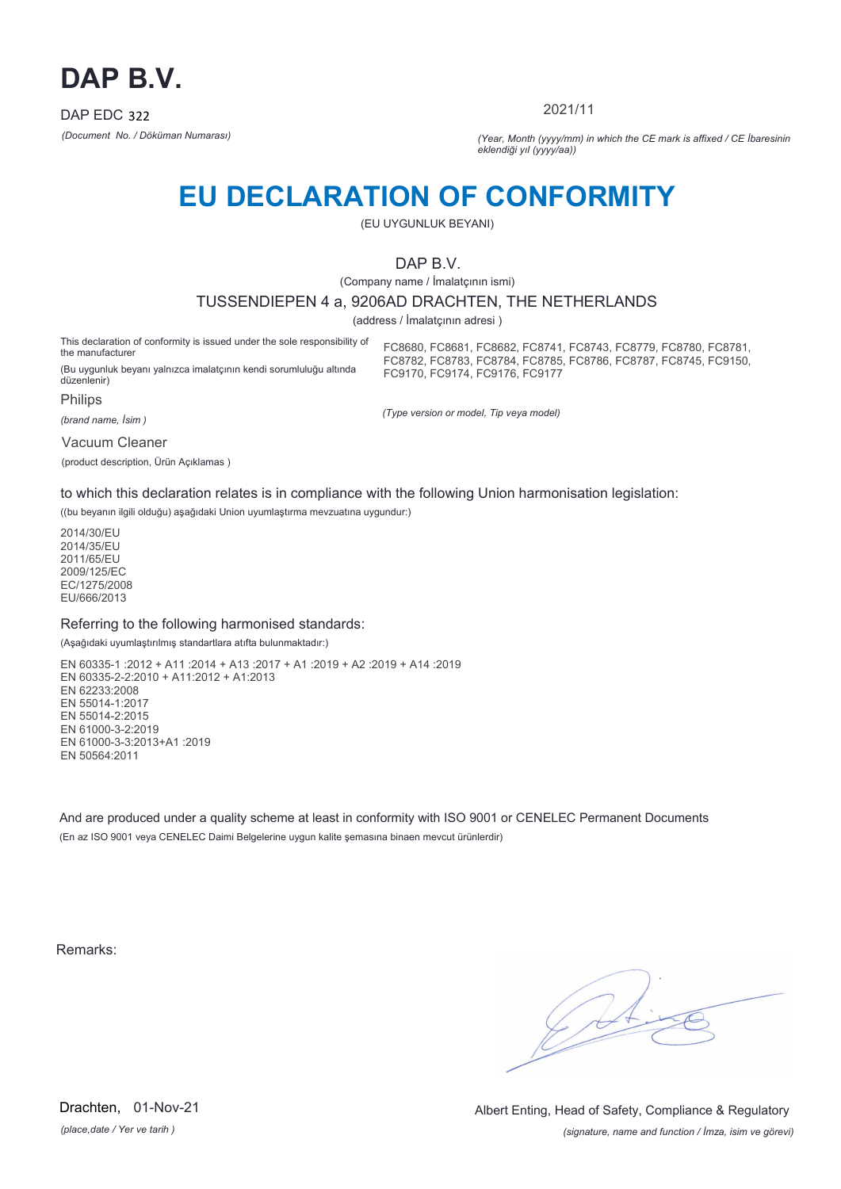# DAP B.V.

DAP EDC 322

*(Document No. / Döküman Numarası)*

2021/11

*(Year, Month (yyyy/mm) in which the CE mark is affixed / CE İbaresinin eklendiği yıl (yyyy/aa))*

# EU DECLARATION OF CONFORMITY

(EU UYGUNLUK BEYANI)

DAP B.V.

(Company name / İmalatçının ismi)

TUSSENDIEPEN 4 a, 9206AD DRACHTEN, THE NETHERLANDS

(address / İmalatçının adresi )

This declaration of conformity is issued under the sole responsibility of the manufacturer

(Bu uygunluk beyanı yalnızca imalatçının kendi sorumluluğu altında düzenlenir)

FC8680, FC8681, FC8682, FC8741, FC8743, FC8779, FC8780, FC8781, FC8782, FC8783, FC8784, FC8785, FC8786, FC8787, FC8745, FC9150, FC9170, FC9174, FC9176, FC9177

*(Type version or model, Tip veya model)*

Philips

*(brand name, İsim )*

Vacuum Cleaner

(product description, Ürün Açıklamas )

to which this declaration relates is in compliance with the following Union harmonisation legislation:

((bu beyanın ilgili olduğu) aşağıdaki Union uyumlaştırma mevzuatına uygundur:)

2014/30/EU
2014/35/EU
2011/65/EU
2009/125/EC
EC/1275/2008
EU/666/2013

Referring to the following harmonised standards:

(Aşağıdaki uyumlaştırılmış standartlara atıfta bulunmaktadır:)

EN 60335-1 :2012 + A11 :2014 + A13 :2017 + A1 :2019 + A2 :2019 + A14 :2019
EN 60335-2-2:2010 + A11:2012 + A1:2013
EN 62233:2008
EN 55014-1:2017
EN 55014-2:2015
EN 61000-3-2:2019
EN 61000-3-3:2013+A1 :2019
EN 50564:2011

And are produced under a quality scheme at least in conformity with ISO 9001 or CENELEC Permanent Documents

(En az ISO 9001 veya CENELEC Daimi Belgelerine uygun kalite şemasına binaen mevcut ürünlerdir)

Remarks:

Drachten, 01-Nov-21

*(place,date / Yer ve tarih )*

Albert Enting, Head of Safety, Compliance & Regulatory

*(signature, name and function / İmza, isim ve görevi)*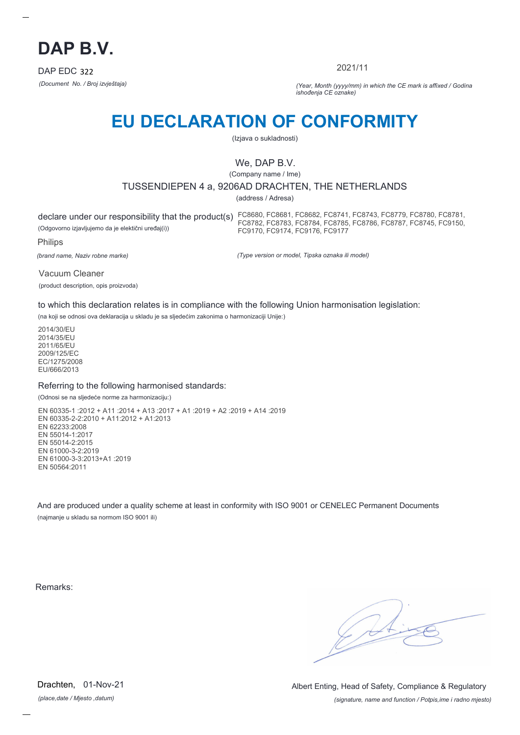# DAP B.V.

DAP EDC 322

*(Document No. / Broj izvještaja)*

2021/11

*(Year, Month (yyyy/mm) in which the CE mark is affixed / Godina ishođenja CE oznake)*

# EU DECLARATION OF CONFORMITY

(Izjava o sukladnosti)

We, DAP B.V.

(Company name / Ime)

TUSSENDIEPEN 4 a, 9206AD DRACHTEN, THE NETHERLANDS

(address / Adresa)

declare under our responsibility that the product(s)

(Odgovorno izjavljujemo da je električni uređaj(i))

FC8680, FC8681, FC8682, FC8741, FC8743, FC8779, FC8780, FC8781, FC8782, FC8783, FC8784, FC8785, FC8786, FC8787, FC8745, FC9150, FC9170, FC9174, FC9176, FC9177

Philips

*(brand name, Naziv robne marke)*

*(Type version or model, Tipska oznaka ili model)*

Vacuum Cleaner

(product description, opis proizvoda)

to which this declaration relates is in compliance with the following Union harmonisation legislation:

(na koji se odnosi ova deklaracija u skladu je sa sljedećim zakonima o harmonizaciji Unije:)

2014/30/EU
2014/35/EU
2011/65/EU
2009/125/EC
EC/1275/2008
EU/666/2013

Referring to the following harmonised standards:

(Odnosi se na sljedeće norme za harmonizaciju:)

EN 60335-1 :2012 + A11 :2014 + A13 :2017 + A1 :2019 + A2 :2019 + A14 :2019
EN 60335-2-2:2010 + A11:2012 + A1:2013
EN 62233:2008
EN 55014-1:2017
EN 55014-2:2015
EN 61000-3-2:2019
EN 61000-3-3:2013+A1 :2019
EN 50564:2011

And are produced under a quality scheme at least in conformity with ISO 9001 or CENELEC Permanent Documents

(najmanje u skladu sa normom ISO 9001 ili)

Remarks:

Drachten, 01-Nov-21

*(place,date / Mjesto ,datum)*

Albert Enting, Head of Safety, Compliance & Regulatory

*(signature, name and function / Potpis,ime i radno mjesto)*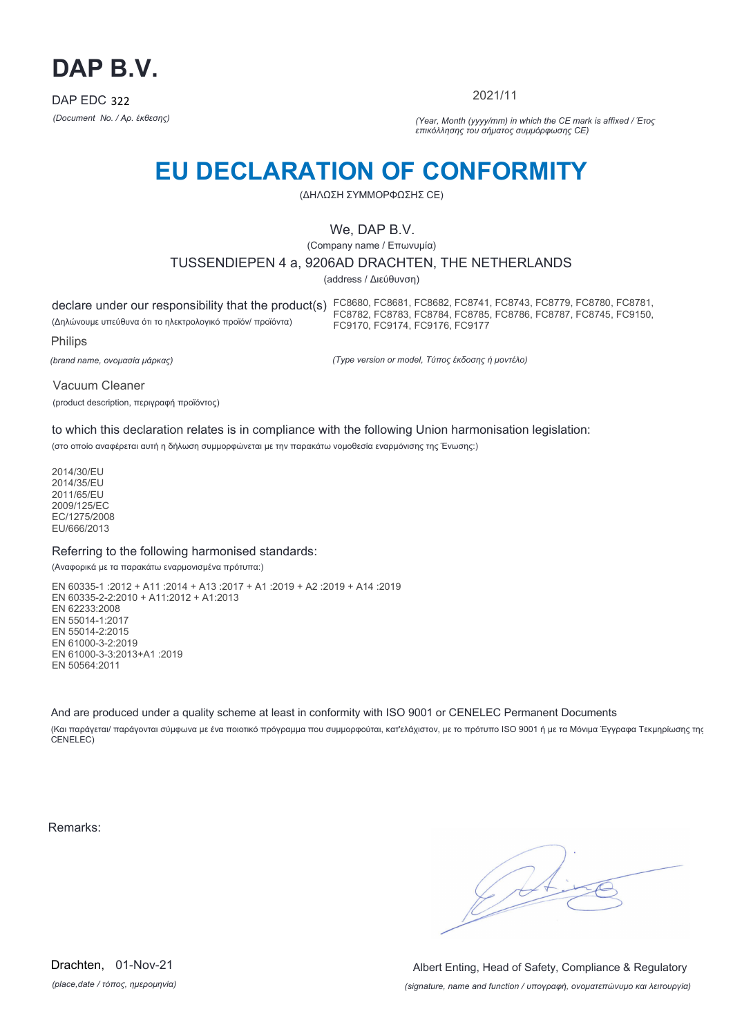# DAP B.V.

DAP EDC 322

*(Document No. / Αρ. έκθεσης)*

2021/11

*(Year, Month (yyyy/mm) in which the CE mark is affixed / Έτος επικόλλησης του σήματος συμμόρφωσης CE)*

# EU DECLARATION OF CONFORMITY

(ΔΗΛΩΣΗ ΣΥΜΜΟΡΦΩΣΗΣ CE)

We, DAP B.V.

(Company name / Επωνυμία)

TUSSENDIEPEN 4 a, 9206AD DRACHTEN, THE NETHERLANDS

(address / Διεύθυνση)

declare under our responsibility that the product(s)

(Δηλώνουμε υπεύθυνα ότι το ηλεκτρολογικό προϊόν/ προϊόντα)

FC8680, FC8681, FC8682, FC8741, FC8743, FC8779, FC8780, FC8781, FC8782, FC8783, FC8784, FC8785, FC8786, FC8787, FC8745, FC9150, FC9170, FC9174, FC9176, FC9177

Philips

*(brand name, ονομασία μάρκας)*

*(Type version or model, Τύπος έκδοσης ή μοντέλο)*

Vacuum Cleaner

(product description, περιγραφή προϊόντος)

to which this declaration relates is in compliance with the following Union harmonisation legislation:

(στο οποίο αναφέρεται αυτή η δήλωση συμμορφώνεται με την παρακάτω νομοθεσία εναρμόνισης της Ένωσης:)

2014/30/EU
2014/35/EU
2011/65/EU
2009/125/EC
EC/1275/2008
EU/666/2013

Referring to the following harmonised standards:

(Αναφορικά με τα παρακάτω εναρμονισμένα πρότυπα:)

EN 60335-1 :2012 + A11 :2014 + A13 :2017 + A1 :2019 + A2 :2019 + A14 :2019
EN 60335-2-2:2010 + A11:2012 + A1:2013
EN 62233:2008
EN 55014-1:2017
EN 55014-2:2015
EN 61000-3-2:2019
EN 61000-3-3:2013+A1 :2019
EN 50564:2011

And are produced under a quality scheme at least in conformity with ISO 9001 or CENELEC Permanent Documents

(Και παράγεται/ παράγονται σύμφωνα με ένα ποιοτικό πρόγραμμα που συμμορφούται, κατ'ελάχιστον, με το πρότυπο ISO 9001 ή με τα Μόνιμα Έγγραφα Τεκμηρίωσης της CENELEC)

Remarks:

Drachten, 01-Nov-21

*(place,date / τόπος, ημερομηνία)*

Albert Enting, Head of Safety, Compliance & Regulatory

*(signature, name and function / υπογραφή, ονοματεπώνυμο και λειτουργία)*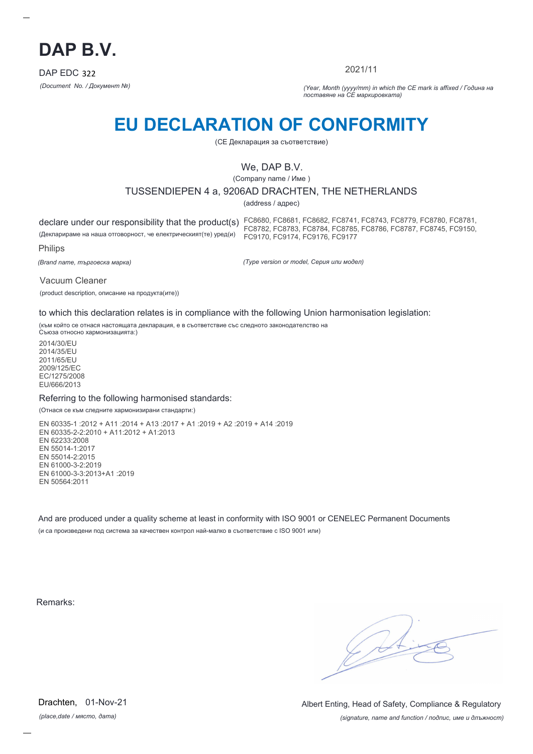# DAP B.V.

DAP EDC 322

*(Document No. / Документ №)*

2021/11

*(Year, Month (yyyy/mm) in which the CE mark is affixed / Година на поставяне на CE маркировката)*

# EU DECLARATION OF CONFORMITY

(CE Декларация за съответствие)

We, DAP B.V.

(Company name / Име )

TUSSENDIEPEN 4 a, 9206AD DRACHTEN, THE NETHERLANDS

(address / адрес)

declare under our responsibility that the product(s)

(Декларираме на наша отговорност, че електрическият(те) уред(и)

FC8680, FC8681, FC8682, FC8741, FC8743, FC8779, FC8780, FC8781, FC8782, FC8783, FC8784, FC8785, FC8786, FC8787, FC8745, FC9150, FC9170, FC9174, FC9176, FC9177

Philips

*(Brand name, търговска марка)*

*(Type version or model, Серия или модел)*

Vacuum Cleaner

(product description, описание на продукта(ите))

to which this declaration relates is in compliance with the following Union harmonisation legislation:

(към който се отнася настоящата декларация, е в съответствие със следното законодателство на Съюза относно хармонизацията:)

2014/30/EU
2014/35/EU
2011/65/EU
2009/125/EC
EC/1275/2008
EU/666/2013

Referring to the following harmonised standards:

(Отнася се към следните хармонизирани стандарти:)

EN 60335-1 :2012 + A11 :2014 + A13 :2017 + A1 :2019 + A2 :2019 + A14 :2019
EN 60335-2-2:2010 + A11:2012 + A1:2013
EN 62233:2008
EN 55014-1:2017
EN 55014-2:2015
EN 61000-3-2:2019
EN 61000-3-3:2013+A1 :2019
EN 50564:2011

And are produced under a quality scheme at least in conformity with ISO 9001 or CENELEC Permanent Documents

(и са произведени под система за качествен контрол най-малко в съответствие с ISO 9001 или)

Remarks:

Drachten, 01-Nov-21

*(place,date / място, дата)*

Albert Enting, Head of Safety, Compliance & Regulatory

*(signature, name and function / подпис, име и длъжност)*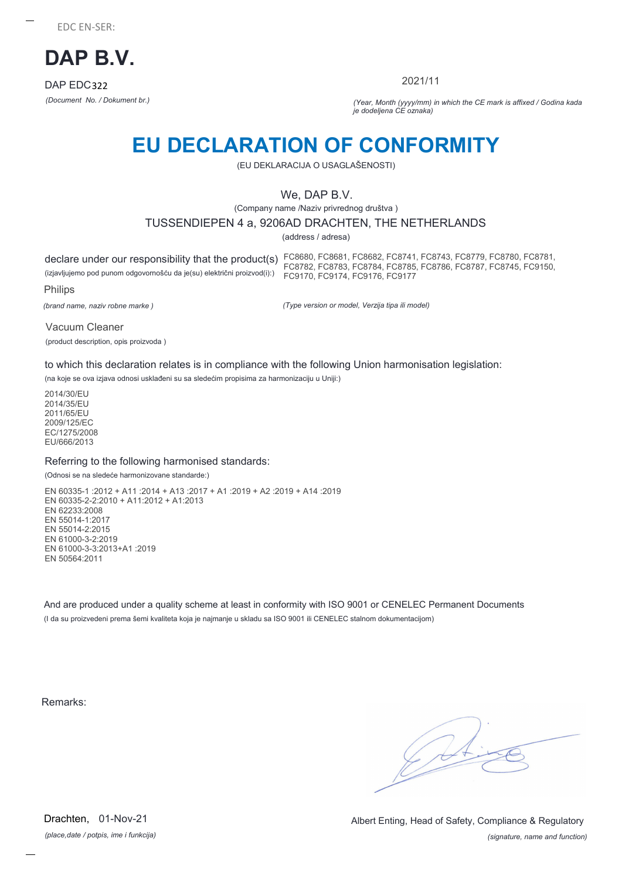EDC EN-SER:

# DAP B.V.

DAP EDC322

*(Document No. / Dokument br.)*

2021/11

*(Year, Month (yyyy/mm) in which the CE mark is affixed / Godina kada je dodeljena CE oznaka)*

# EU DECLARATION OF CONFORMITY

(EU DEKLARACIJA O USAGLAŠENOSTI)

We, DAP B.V.

(Company name /Naziv privrednog društva )

TUSSENDIEPEN 4 a, 9206AD DRACHTEN, THE NETHERLANDS

(address / adresa)

declare under our responsibility that the product(s)
(izjavljujemo pod punom odgovornošću da je(su) električni proizvod(i):)

FC8680, FC8681, FC8682, FC8741, FC8743, FC8779, FC8780, FC8781, FC8782, FC8783, FC8784, FC8785, FC8786, FC8787, FC8745, FC9150, FC9170, FC9174, FC9176, FC9177

*(Type version or model, Verzija tipa ili model)*

Philips

*(brand name, naziv robne marke )*

Vacuum Cleaner

(product description, opis proizvoda )

to which this declaration relates is in compliance with the following Union harmonisation legislation:

(na koje se ova izjava odnosi usklađeni su sa sledećim propisima za harmonizaciju u Uniji:)

2014/30/EU
2014/35/EU
2011/65/EU
2009/125/EC
EC/1275/2008
EU/666/2013

Referring to the following harmonised standards:

(Odnosi se na sledeće harmonizovane standarde:)

EN 60335-1 :2012 + A11 :2014 + A13 :2017 + A1 :2019 + A2 :2019 + A14 :2019
EN 60335-2-2:2010 + A11:2012 + A1:2013
EN 62233:2008
EN 55014-1:2017
EN 55014-2:2015
EN 61000-3-2:2019
EN 61000-3-3:2013+A1 :2019
EN 50564:2011

And are produced under a quality scheme at least in conformity with ISO 9001 or CENELEC Permanent Documents

(I da su proizvedeni prema šemi kvaliteta koja je najmanje u skladu sa ISO 9001 ili CENELEC stalnom dokumentacijom)

Remarks:

Drachten, 01-Nov-21

*(place,date / potpis, ime i funkcija)*

Albert Enting, Head of Safety, Compliance & Regulatory

*(signature, name and function)*